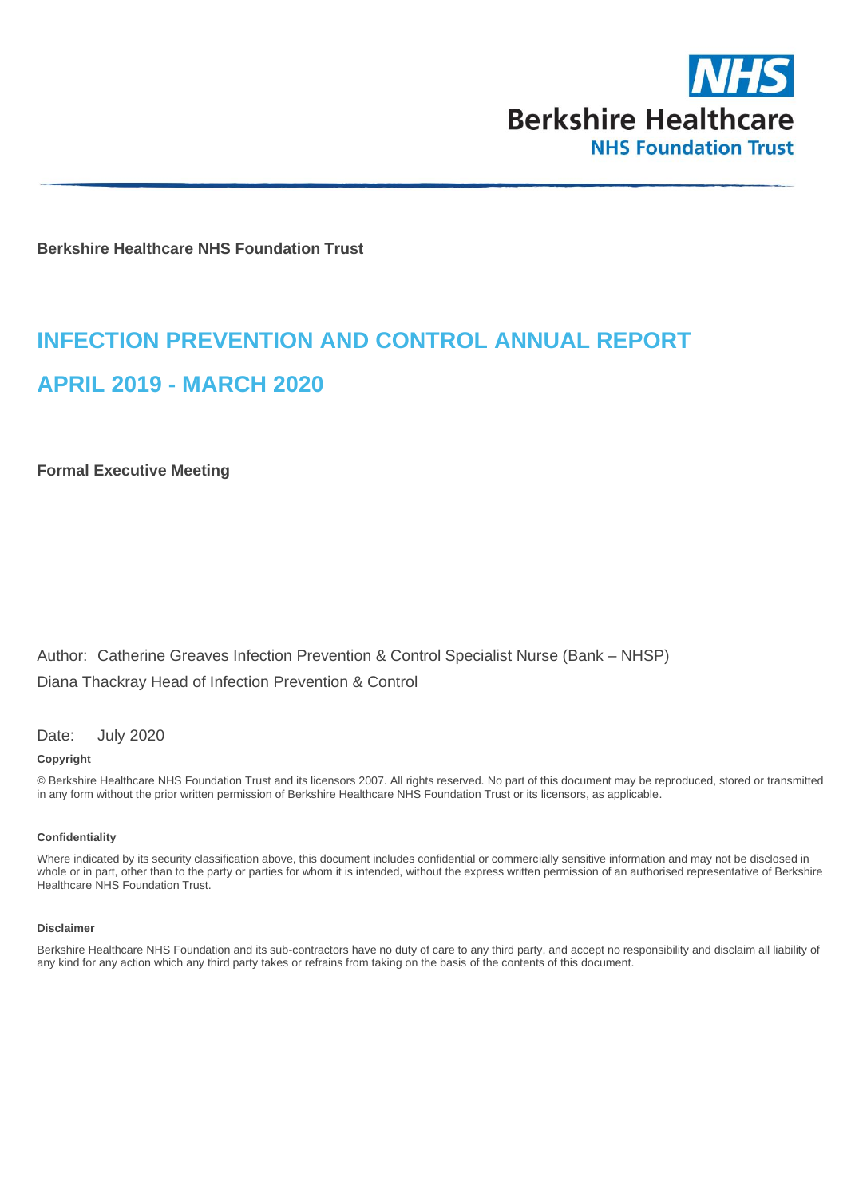NHS

Berkshire Healthcare

NHS Foundation Trust

**Berkshire Healthcare NHS Foundation Trust**

# INFECTION PREVENTION AND CONTROL ANNUAL REPORT

# APRIL 2019 - MARCH 2020

**Formal Executive Meeting**

Author: Catherine Greaves Infection Prevention & Control Specialist Nurse (Bank – NHSP)

Diana Thackray Head of Infection Prevention & Control

Date: July 2020

**Copyright**

© Berkshire Healthcare NHS Foundation Trust and its licensors 2007. All rights reserved. No part of this document may be reproduced, stored or transmitted in any form without the prior written permission of Berkshire Healthcare NHS Foundation Trust or its licensors, as applicable.

**Confidentiality**

Where indicated by its security classification above, this document includes confidential or commercially sensitive information and may not be disclosed in whole or in part, other than to the party or parties for whom it is intended, without the express written permission of an authorised representative of Berkshire Healthcare NHS Foundation Trust.

**Disclaimer**

Berkshire Healthcare NHS Foundation and its sub-contractors have no duty of care to any third party, and accept no responsibility and disclaim all liability of any kind for any action which any third party takes or refrains from taking on the basis of the contents of this document.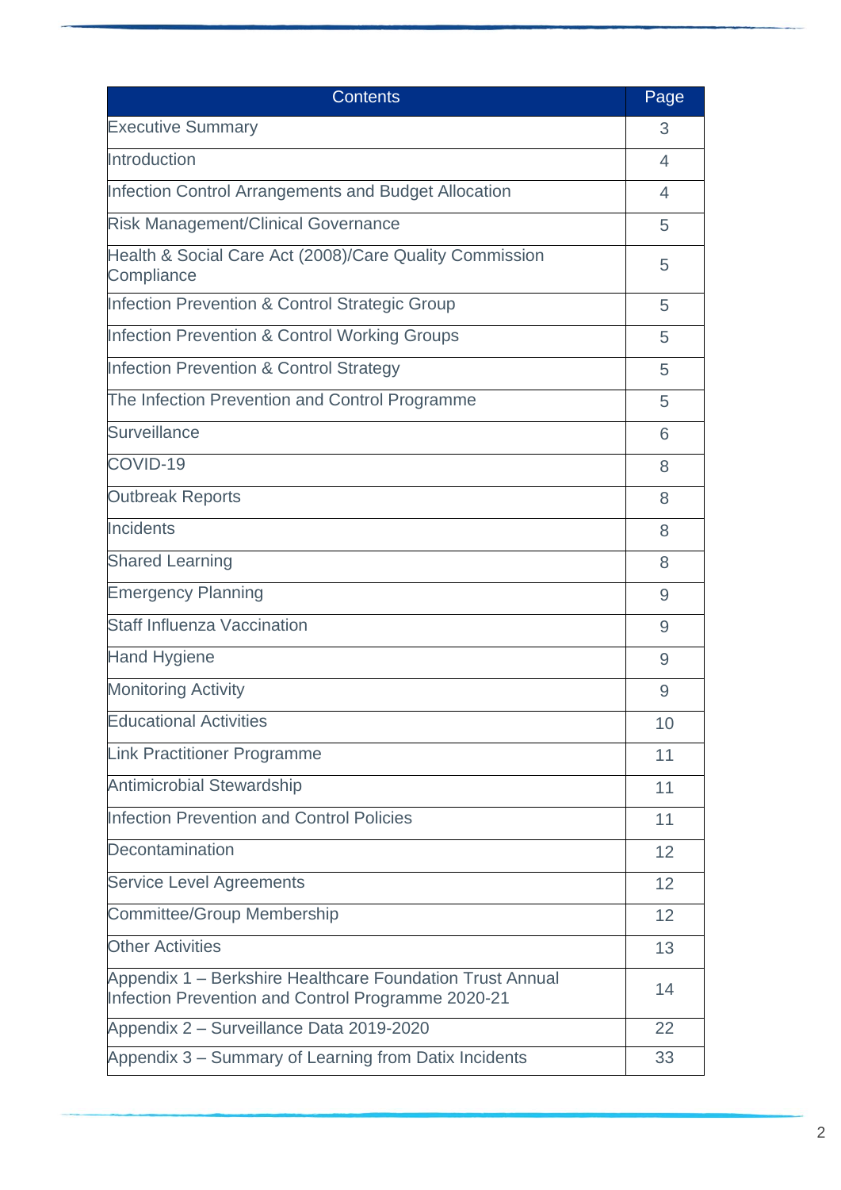| Contents | Page |
|---|---|
| Executive Summary | 3 |
| Introduction | 4 |
| Infection Control Arrangements and Budget Allocation | 4 |
| Risk Management/Clinical Governance | 5 |
| Health & Social Care Act (2008)/Care Quality Commission Compliance | 5 |
| Infection Prevention & Control Strategic Group | 5 |
| Infection Prevention & Control Working Groups | 5 |
| Infection Prevention & Control Strategy | 5 |
| The Infection Prevention and Control Programme | 5 |
| Surveillance | 6 |
| COVID-19 | 8 |
| Outbreak Reports | 8 |
| Incidents | 8 |
| Shared Learning | 8 |
| Emergency Planning | 9 |
| Staff Influenza Vaccination | 9 |
| Hand Hygiene | 9 |
| Monitoring Activity | 9 |
| Educational Activities | 10 |
| Link Practitioner Programme | 11 |
| Antimicrobial Stewardship | 11 |
| Infection Prevention and Control Policies | 11 |
| Decontamination | 12 |
| Service Level Agreements | 12 |
| Committee/Group Membership | 12 |
| Other Activities | 13 |
| Appendix 1 – Berkshire Healthcare Foundation Trust Annual Infection Prevention and Control Programme 2020-21 | 14 |
| Appendix 2 – Surveillance Data 2019-2020 | 22 |
| Appendix 3 – Summary of Learning from Datix Incidents | 33 |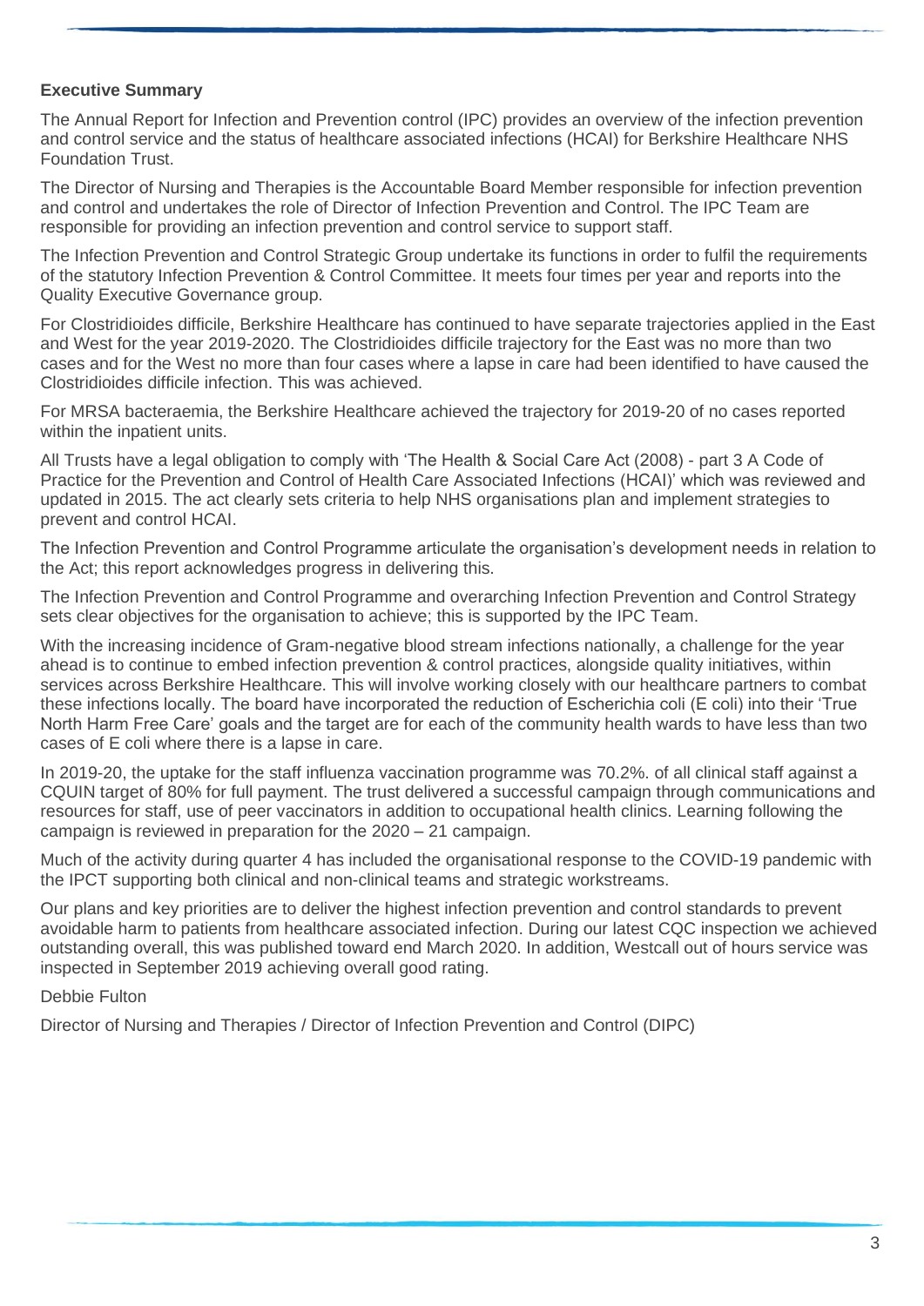## Executive Summary

The Annual Report for Infection and Prevention control (IPC) provides an overview of the infection prevention and control service and the status of healthcare associated infections (HCAI) for Berkshire Healthcare NHS Foundation Trust.

The Director of Nursing and Therapies is the Accountable Board Member responsible for infection prevention and control and undertakes the role of Director of Infection Prevention and Control. The IPC Team are responsible for providing an infection prevention and control service to support staff.

The Infection Prevention and Control Strategic Group undertake its functions in order to fulfil the requirements of the statutory Infection Prevention & Control Committee. It meets four times per year and reports into the Quality Executive Governance group.

For Clostridioides difficile, Berkshire Healthcare has continued to have separate trajectories applied in the East and West for the year 2019-2020. The Clostridioides difficile trajectory for the East was no more than two cases and for the West no more than four cases where a lapse in care had been identified to have caused the Clostridioides difficile infection. This was achieved.

For MRSA bacteraemia, the Berkshire Healthcare achieved the trajectory for 2019-20 of no cases reported within the inpatient units.

All Trusts have a legal obligation to comply with 'The Health & Social Care Act (2008) - part 3 A Code of Practice for the Prevention and Control of Health Care Associated Infections (HCAI)' which was reviewed and updated in 2015. The act clearly sets criteria to help NHS organisations plan and implement strategies to prevent and control HCAI.

The Infection Prevention and Control Programme articulate the organisation's development needs in relation to the Act; this report acknowledges progress in delivering this.

The Infection Prevention and Control Programme and overarching Infection Prevention and Control Strategy sets clear objectives for the organisation to achieve; this is supported by the IPC Team.

With the increasing incidence of Gram-negative blood stream infections nationally, a challenge for the year ahead is to continue to embed infection prevention & control practices, alongside quality initiatives, within services across Berkshire Healthcare. This will involve working closely with our healthcare partners to combat these infections locally. The board have incorporated the reduction of Escherichia coli (E coli) into their 'True North Harm Free Care' goals and the target are for each of the community health wards to have less than two cases of E coli where there is a lapse in care.

In 2019-20, the uptake for the staff influenza vaccination programme was 70.2%. of all clinical staff against a CQUIN target of 80% for full payment. The trust delivered a successful campaign through communications and resources for staff, use of peer vaccinators in addition to occupational health clinics. Learning following the campaign is reviewed in preparation for the 2020 – 21 campaign.

Much of the activity during quarter 4 has included the organisational response to the COVID-19 pandemic with the IPCT supporting both clinical and non-clinical teams and strategic workstreams.

Our plans and key priorities are to deliver the highest infection prevention and control standards to prevent avoidable harm to patients from healthcare associated infection. During our latest CQC inspection we achieved outstanding overall, this was published toward end March 2020. In addition, Westcall out of hours service was inspected in September 2019 achieving overall good rating.

Debbie Fulton

Director of Nursing and Therapies / Director of Infection Prevention and Control (DIPC)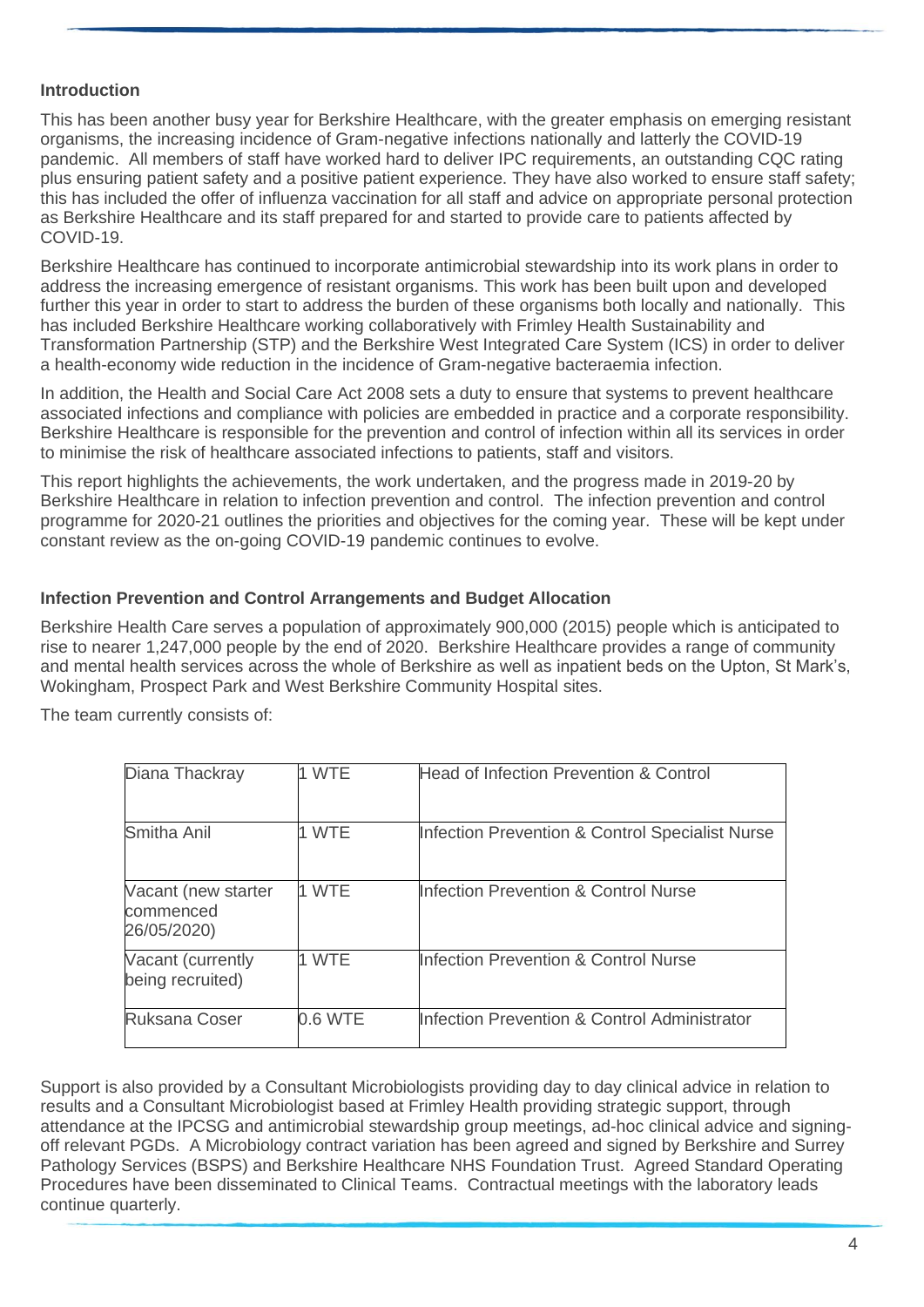### Introduction

This has been another busy year for Berkshire Healthcare, with the greater emphasis on emerging resistant organisms, the increasing incidence of Gram-negative infections nationally and latterly the COVID-19 pandemic. All members of staff have worked hard to deliver IPC requirements, an outstanding CQC rating plus ensuring patient safety and a positive patient experience. They have also worked to ensure staff safety; this has included the offer of influenza vaccination for all staff and advice on appropriate personal protection as Berkshire Healthcare and its staff prepared for and started to provide care to patients affected by COVID-19.

Berkshire Healthcare has continued to incorporate antimicrobial stewardship into its work plans in order to address the increasing emergence of resistant organisms. This work has been built upon and developed further this year in order to start to address the burden of these organisms both locally and nationally. This has included Berkshire Healthcare working collaboratively with Frimley Health Sustainability and Transformation Partnership (STP) and the Berkshire West Integrated Care System (ICS) in order to deliver a health-economy wide reduction in the incidence of Gram-negative bacteraemia infection.

In addition, the Health and Social Care Act 2008 sets a duty to ensure that systems to prevent healthcare associated infections and compliance with policies are embedded in practice and a corporate responsibility. Berkshire Healthcare is responsible for the prevention and control of infection within all its services in order to minimise the risk of healthcare associated infections to patients, staff and visitors.

This report highlights the achievements, the work undertaken, and the progress made in 2019-20 by Berkshire Healthcare in relation to infection prevention and control. The infection prevention and control programme for 2020-21 outlines the priorities and objectives for the coming year. These will be kept under constant review as the on-going COVID-19 pandemic continues to evolve.

### Infection Prevention and Control Arrangements and Budget Allocation

Berkshire Health Care serves a population of approximately 900,000 (2015) people which is anticipated to rise to nearer 1,247,000 people by the end of 2020. Berkshire Healthcare provides a range of community and mental health services across the whole of Berkshire as well as inpatient beds on the Upton, St Mark's, Wokingham, Prospect Park and West Berkshire Community Hospital sites.

The team currently consists of:

| Name | WTE | Role |
|---|---|---|
| Diana Thackray | 1 WTE | Head of Infection Prevention & Control |
| Smitha Anil | 1 WTE | Infection Prevention & Control Specialist Nurse |
| Vacant (new starter commenced 26/05/2020) | 1 WTE | Infection Prevention & Control Nurse |
| Vacant (currently being recruited) | 1 WTE | Infection Prevention & Control Nurse |
| Ruksana Coser | 0.6 WTE | Infection Prevention & Control Administrator |

Support is also provided by a Consultant Microbiologists providing day to day clinical advice in relation to results and a Consultant Microbiologist based at Frimley Health providing strategic support, through attendance at the IPCSG and antimicrobial stewardship group meetings, ad-hoc clinical advice and signing-off relevant PGDs. A Microbiology contract variation has been agreed and signed by Berkshire and Surrey Pathology Services (BSPS) and Berkshire Healthcare NHS Foundation Trust. Agreed Standard Operating Procedures have been disseminated to Clinical Teams. Contractual meetings with the laboratory leads continue quarterly.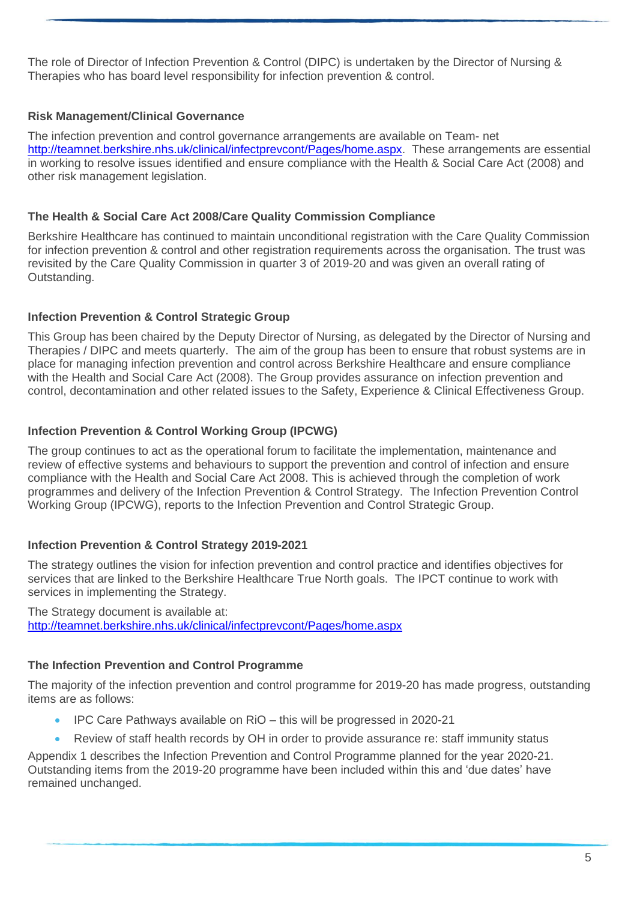The role of Director of Infection Prevention & Control (DIPC) is undertaken by the Director of Nursing & Therapies who has board level responsibility for infection prevention & control.

### Risk Management/Clinical Governance

The infection prevention and control governance arrangements are available on Team- net http://teamnet.berkshire.nhs.uk/clinical/infectprevcont/Pages/home.aspx. These arrangements are essential in working to resolve issues identified and ensure compliance with the Health & Social Care Act (2008) and other risk management legislation.

### The Health & Social Care Act 2008/Care Quality Commission Compliance

Berkshire Healthcare has continued to maintain unconditional registration with the Care Quality Commission for infection prevention & control and other registration requirements across the organisation. The trust was revisited by the Care Quality Commission in quarter 3 of 2019-20 and was given an overall rating of Outstanding.

### Infection Prevention & Control Strategic Group

This Group has been chaired by the Deputy Director of Nursing, as delegated by the Director of Nursing and Therapies / DIPC and meets quarterly. The aim of the group has been to ensure that robust systems are in place for managing infection prevention and control across Berkshire Healthcare and ensure compliance with the Health and Social Care Act (2008). The Group provides assurance on infection prevention and control, decontamination and other related issues to the Safety, Experience & Clinical Effectiveness Group.

### Infection Prevention & Control Working Group (IPCWG)

The group continues to act as the operational forum to facilitate the implementation, maintenance and review of effective systems and behaviours to support the prevention and control of infection and ensure compliance with the Health and Social Care Act 2008. This is achieved through the completion of work programmes and delivery of the Infection Prevention & Control Strategy. The Infection Prevention Control Working Group (IPCWG), reports to the Infection Prevention and Control Strategic Group.

### Infection Prevention & Control Strategy 2019-2021

The strategy outlines the vision for infection prevention and control practice and identifies objectives for services that are linked to the Berkshire Healthcare True North goals. The IPCT continue to work with services in implementing the Strategy.

The Strategy document is available at:
http://teamnet.berkshire.nhs.uk/clinical/infectprevcont/Pages/home.aspx

### The Infection Prevention and Control Programme

The majority of the infection prevention and control programme for 2019-20 has made progress, outstanding items are as follows:

- IPC Care Pathways available on RiO – this will be progressed in 2020-21
- Review of staff health records by OH in order to provide assurance re: staff immunity status

Appendix 1 describes the Infection Prevention and Control Programme planned for the year 2020-21. Outstanding items from the 2019-20 programme have been included within this and 'due dates' have remained unchanged.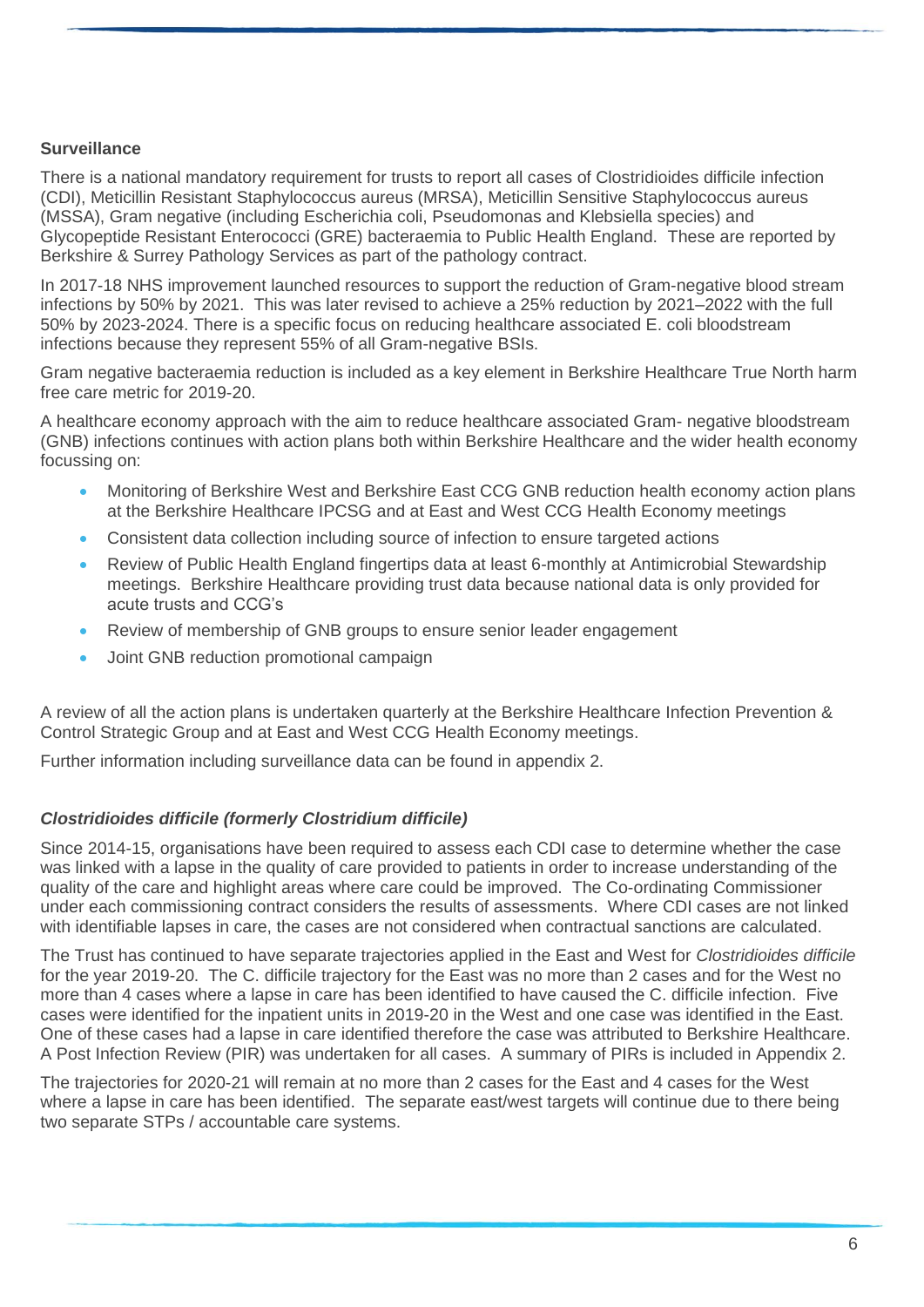**Surveillance**

There is a national mandatory requirement for trusts to report all cases of Clostridioides difficile infection (CDI), Meticillin Resistant Staphylococcus aureus (MRSA), Meticillin Sensitive Staphylococcus aureus (MSSA), Gram negative (including Escherichia coli, Pseudomonas and Klebsiella species) and Glycopeptide Resistant Enterococci (GRE) bacteraemia to Public Health England. These are reported by Berkshire & Surrey Pathology Services as part of the pathology contract.

In 2017-18 NHS improvement launched resources to support the reduction of Gram-negative blood stream infections by 50% by 2021. This was later revised to achieve a 25% reduction by 2021–2022 with the full 50% by 2023-2024. There is a specific focus on reducing healthcare associated E. coli bloodstream infections because they represent 55% of all Gram-negative BSIs.

Gram negative bacteraemia reduction is included as a key element in Berkshire Healthcare True North harm free care metric for 2019-20.

A healthcare economy approach with the aim to reduce healthcare associated Gram- negative bloodstream (GNB) infections continues with action plans both within Berkshire Healthcare and the wider health economy focussing on:

- Monitoring of Berkshire West and Berkshire East CCG GNB reduction health economy action plans at the Berkshire Healthcare IPCSG and at East and West CCG Health Economy meetings
- Consistent data collection including source of infection to ensure targeted actions
- Review of Public Health England fingertips data at least 6-monthly at Antimicrobial Stewardship meetings. Berkshire Healthcare providing trust data because national data is only provided for acute trusts and CCG's
- Review of membership of GNB groups to ensure senior leader engagement
- Joint GNB reduction promotional campaign

A review of all the action plans is undertaken quarterly at the Berkshire Healthcare Infection Prevention & Control Strategic Group and at East and West CCG Health Economy meetings.

Further information including surveillance data can be found in appendix 2.

***Clostridioides difficile (formerly Clostridium difficile)***

Since 2014-15, organisations have been required to assess each CDI case to determine whether the case was linked with a lapse in the quality of care provided to patients in order to increase understanding of the quality of the care and highlight areas where care could be improved. The Co-ordinating Commissioner under each commissioning contract considers the results of assessments. Where CDI cases are not linked with identifiable lapses in care, the cases are not considered when contractual sanctions are calculated.

The Trust has continued to have separate trajectories applied in the East and West for *Clostridioides difficile* for the year 2019-20. The C. difficile trajectory for the East was no more than 2 cases and for the West no more than 4 cases where a lapse in care has been identified to have caused the C. difficile infection. Five cases were identified for the inpatient units in 2019-20 in the West and one case was identified in the East. One of these cases had a lapse in care identified therefore the case was attributed to Berkshire Healthcare. A Post Infection Review (PIR) was undertaken for all cases. A summary of PIRs is included in Appendix 2.

The trajectories for 2020-21 will remain at no more than 2 cases for the East and 4 cases for the West where a lapse in care has been identified. The separate east/west targets will continue due to there being two separate STPs / accountable care systems.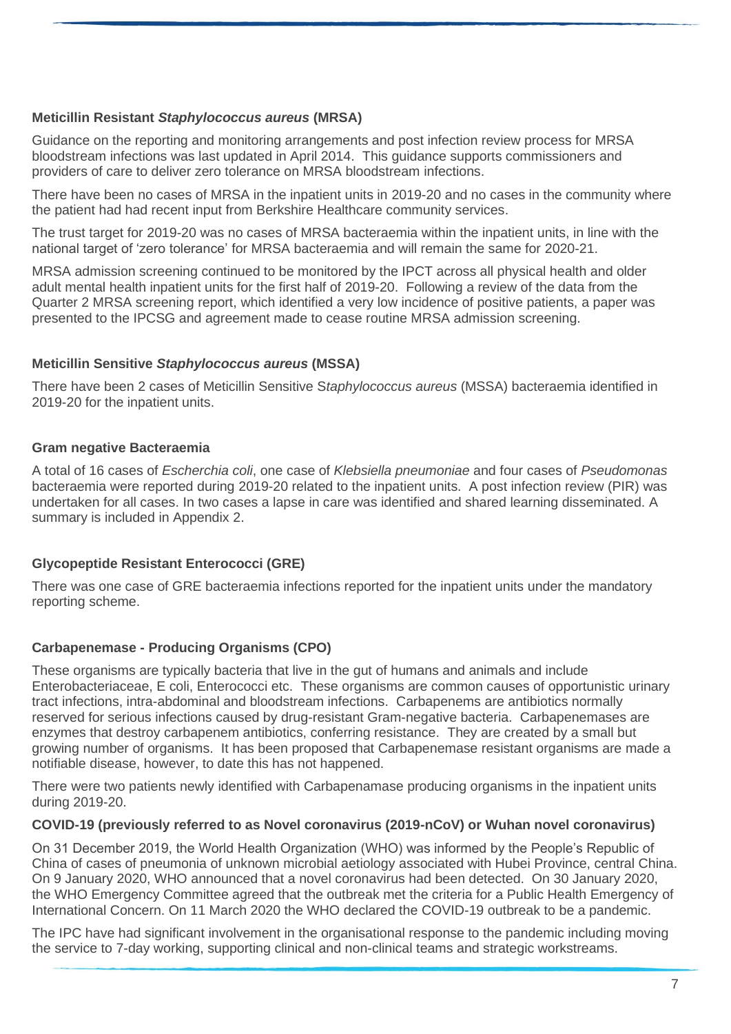### Meticillin Resistant *Staphylococcus aureus* (MRSA)

Guidance on the reporting and monitoring arrangements and post infection review process for MRSA bloodstream infections was last updated in April 2014. This guidance supports commissioners and providers of care to deliver zero tolerance on MRSA bloodstream infections.

There have been no cases of MRSA in the inpatient units in 2019-20 and no cases in the community where the patient had had recent input from Berkshire Healthcare community services.

The trust target for 2019-20 was no cases of MRSA bacteraemia within the inpatient units, in line with the national target of 'zero tolerance' for MRSA bacteraemia and will remain the same for 2020-21.

MRSA admission screening continued to be monitored by the IPCT across all physical health and older adult mental health inpatient units for the first half of 2019-20. Following a review of the data from the Quarter 2 MRSA screening report, which identified a very low incidence of positive patients, a paper was presented to the IPCSG and agreement made to cease routine MRSA admission screening.

### Meticillin Sensitive *Staphylococcus aureus* (MSSA)

There have been 2 cases of Meticillin Sensitive S*taphylococcus aureus* (MSSA) bacteraemia identified in 2019-20 for the inpatient units.

### Gram negative Bacteraemia

A total of 16 cases of *Escherchia coli*, one case of *Klebsiella pneumoniae* and four cases of *Pseudomonas* bacteraemia were reported during 2019-20 related to the inpatient units. A post infection review (PIR) was undertaken for all cases. In two cases a lapse in care was identified and shared learning disseminated. A summary is included in Appendix 2.

### Glycopeptide Resistant Enterococci (GRE)

There was one case of GRE bacteraemia infections reported for the inpatient units under the mandatory reporting scheme.

### Carbapenemase - Producing Organisms (CPO)

These organisms are typically bacteria that live in the gut of humans and animals and include Enterobacteriaceae, E coli, Enterococci etc. These organisms are common causes of opportunistic urinary tract infections, intra-abdominal and bloodstream infections. Carbapenems are antibiotics normally reserved for serious infections caused by drug-resistant Gram-negative bacteria. Carbapenemases are enzymes that destroy carbapenem antibiotics, conferring resistance. They are created by a small but growing number of organisms. It has been proposed that Carbapenemase resistant organisms are made a notifiable disease, however, to date this has not happened.

There were two patients newly identified with Carbapenamase producing organisms in the inpatient units during 2019-20.

### COVID-19 (previously referred to as Novel coronavirus (2019-nCoV) or Wuhan novel coronavirus)

On 31 December 2019, the World Health Organization (WHO) was informed by the People's Republic of China of cases of pneumonia of unknown microbial aetiology associated with Hubei Province, central China. On 9 January 2020, WHO announced that a novel coronavirus had been detected. On 30 January 2020, the WHO Emergency Committee agreed that the outbreak met the criteria for a Public Health Emergency of International Concern. On 11 March 2020 the WHO declared the COVID-19 outbreak to be a pandemic.

The IPC have had significant involvement in the organisational response to the pandemic including moving the service to 7-day working, supporting clinical and non-clinical teams and strategic workstreams.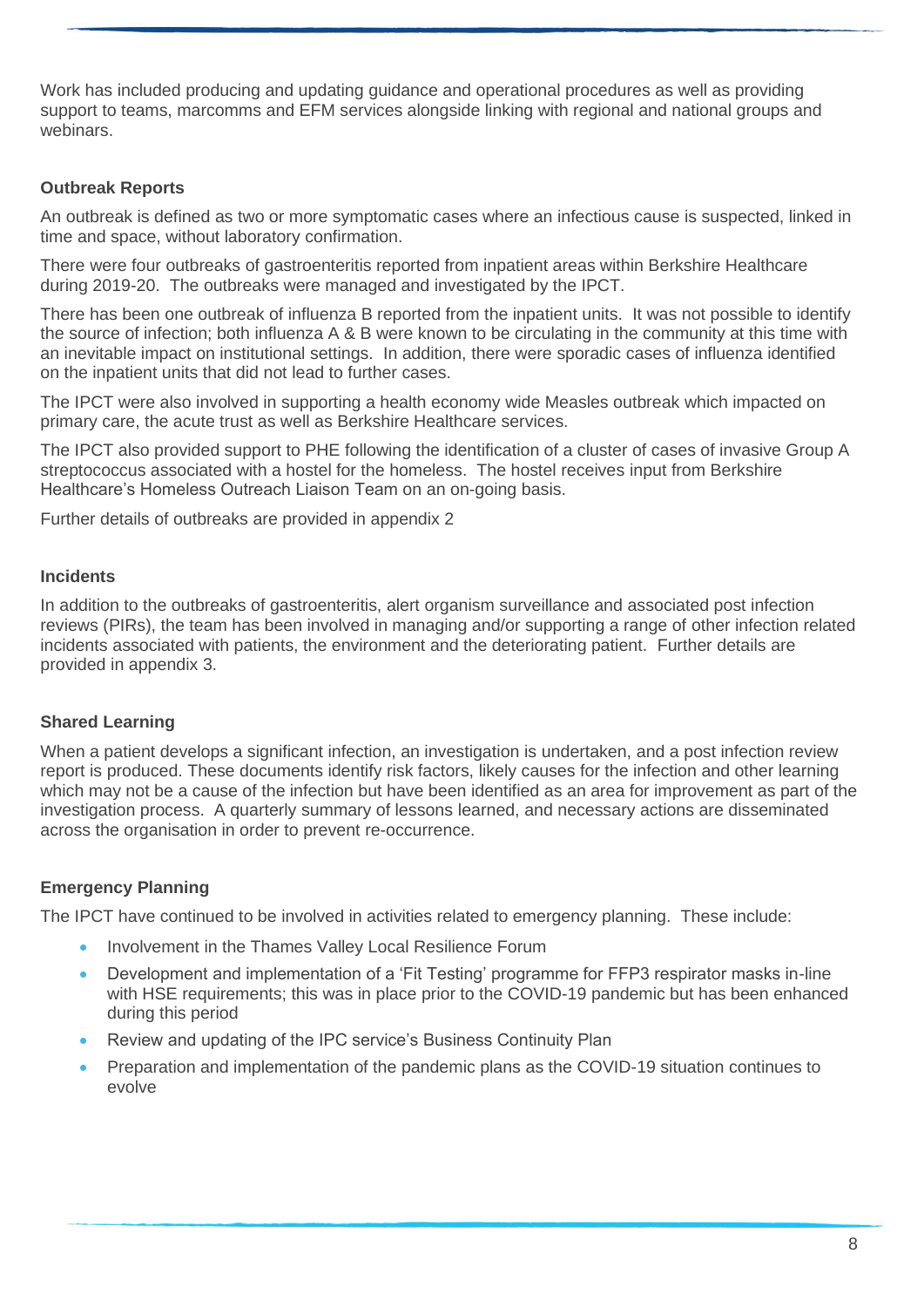Work has included producing and updating guidance and operational procedures as well as providing support to teams, marcomms and EFM services alongside linking with regional and national groups and webinars.

### Outbreak Reports

An outbreak is defined as two or more symptomatic cases where an infectious cause is suspected, linked in time and space, without laboratory confirmation.

There were four outbreaks of gastroenteritis reported from inpatient areas within Berkshire Healthcare during 2019-20. The outbreaks were managed and investigated by the IPCT.

There has been one outbreak of influenza B reported from the inpatient units. It was not possible to identify the source of infection; both influenza A & B were known to be circulating in the community at this time with an inevitable impact on institutional settings. In addition, there were sporadic cases of influenza identified on the inpatient units that did not lead to further cases.

The IPCT were also involved in supporting a health economy wide Measles outbreak which impacted on primary care, the acute trust as well as Berkshire Healthcare services.

The IPCT also provided support to PHE following the identification of a cluster of cases of invasive Group A streptococcus associated with a hostel for the homeless. The hostel receives input from Berkshire Healthcare's Homeless Outreach Liaison Team on an on-going basis.

Further details of outbreaks are provided in appendix 2

### Incidents

In addition to the outbreaks of gastroenteritis, alert organism surveillance and associated post infection reviews (PIRs), the team has been involved in managing and/or supporting a range of other infection related incidents associated with patients, the environment and the deteriorating patient. Further details are provided in appendix 3.

### Shared Learning

When a patient develops a significant infection, an investigation is undertaken, and a post infection review report is produced. These documents identify risk factors, likely causes for the infection and other learning which may not be a cause of the infection but have been identified as an area for improvement as part of the investigation process. A quarterly summary of lessons learned, and necessary actions are disseminated across the organisation in order to prevent re-occurrence.

### Emergency Planning

The IPCT have continued to be involved in activities related to emergency planning. These include:

- Involvement in the Thames Valley Local Resilience Forum
- Development and implementation of a 'Fit Testing' programme for FFP3 respirator masks in-line with HSE requirements; this was in place prior to the COVID-19 pandemic but has been enhanced during this period
- Review and updating of the IPC service's Business Continuity Plan
- Preparation and implementation of the pandemic plans as the COVID-19 situation continues to evolve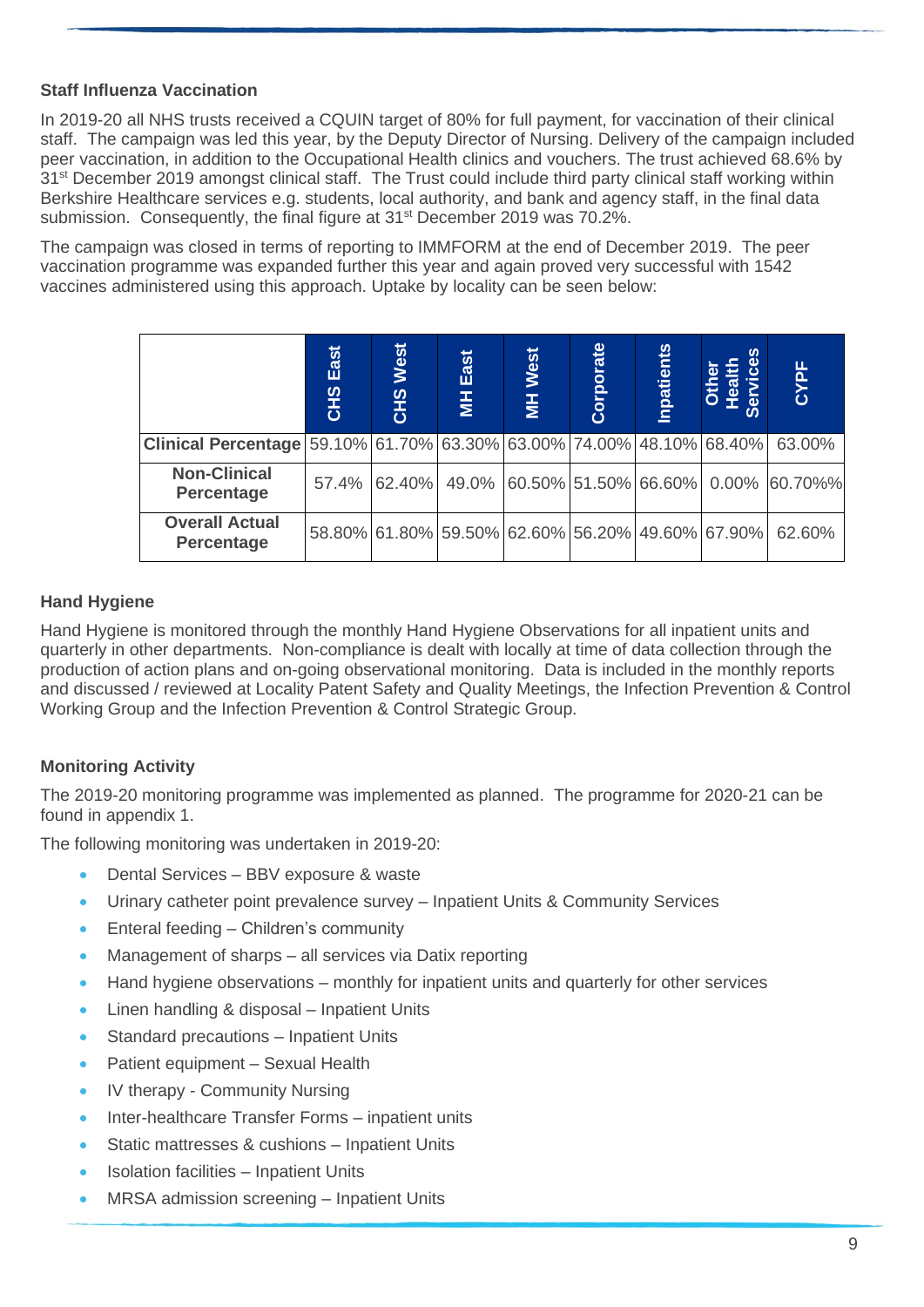### Staff Influenza Vaccination

In 2019-20 all NHS trusts received a CQUIN target of 80% for full payment, for vaccination of their clinical staff. The campaign was led this year, by the Deputy Director of Nursing. Delivery of the campaign included peer vaccination, in addition to the Occupational Health clinics and vouchers. The trust achieved 68.6% by 31st December 2019 amongst clinical staff. The Trust could include third party clinical staff working within Berkshire Healthcare services e.g. students, local authority, and bank and agency staff, in the final data submission. Consequently, the final figure at 31st December 2019 was 70.2%.

The campaign was closed in terms of reporting to IMMFORM at the end of December 2019. The peer vaccination programme was expanded further this year and again proved very successful with 1542 vaccines administered using this approach. Uptake by locality can be seen below:

| | CHS East | CHS West | MH East | MH West | Corporate | Inpatients | Other Health Services | CYPF |
|---|---|---|---|---|---|---|---|---|
| **Clinical Percentage** | 59.10% | 61.70% | 63.30% | 63.00% | 74.00% | 48.10% | 68.40% | 63.00% |
| **Non-Clinical Percentage** | 57.4% | 62.40% | 49.0% | 60.50% | 51.50% | 66.60% | 0.00% | 60.70%% |
| **Overall Actual Percentage** | 58.80% | 61.80% | 59.50% | 62.60% | 56.20% | 49.60% | 67.90% | 62.60% |

### Hand Hygiene

Hand Hygiene is monitored through the monthly Hand Hygiene Observations for all inpatient units and quarterly in other departments. Non-compliance is dealt with locally at time of data collection through the production of action plans and on-going observational monitoring. Data is included in the monthly reports and discussed / reviewed at Locality Patent Safety and Quality Meetings, the Infection Prevention & Control Working Group and the Infection Prevention & Control Strategic Group.

### Monitoring Activity

The 2019-20 monitoring programme was implemented as planned. The programme for 2020-21 can be found in appendix 1.

The following monitoring was undertaken in 2019-20:

- Dental Services – BBV exposure & waste
- Urinary catheter point prevalence survey – Inpatient Units & Community Services
- Enteral feeding – Children's community
- Management of sharps – all services via Datix reporting
- Hand hygiene observations – monthly for inpatient units and quarterly for other services
- Linen handling & disposal – Inpatient Units
- Standard precautions – Inpatient Units
- Patient equipment – Sexual Health
- IV therapy - Community Nursing
- Inter-healthcare Transfer Forms – inpatient units
- Static mattresses & cushions – Inpatient Units
- Isolation facilities – Inpatient Units
- MRSA admission screening – Inpatient Units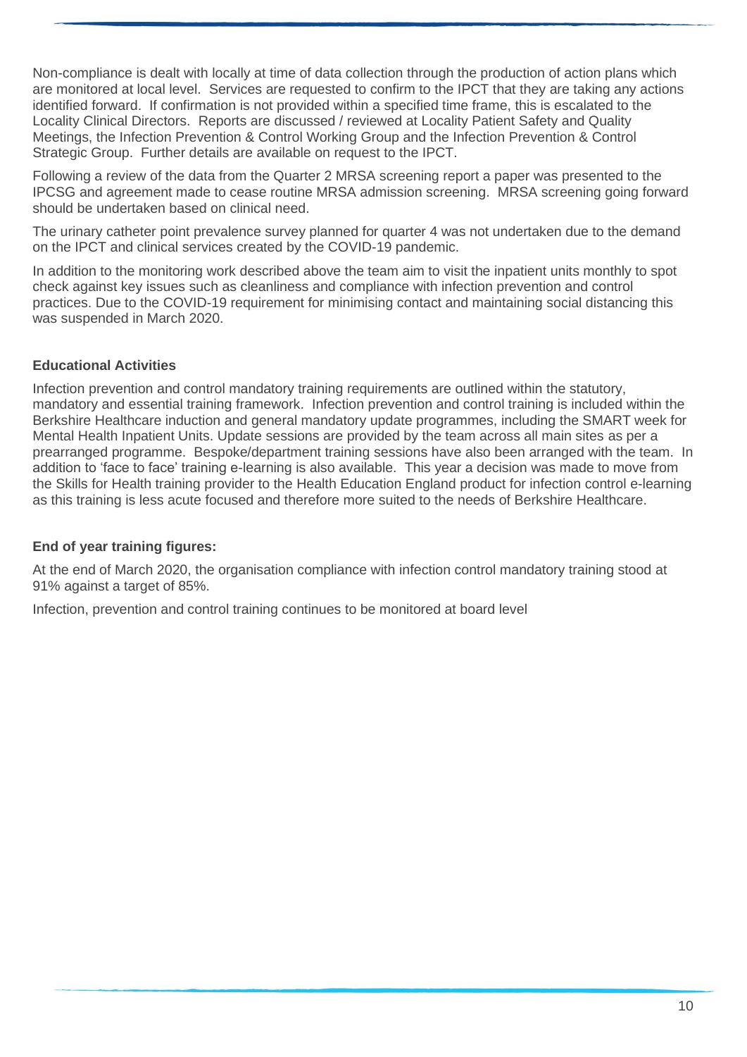Non-compliance is dealt with locally at time of data collection through the production of action plans which are monitored at local level. Services are requested to confirm to the IPCT that they are taking any actions identified forward. If confirmation is not provided within a specified time frame, this is escalated to the Locality Clinical Directors. Reports are discussed / reviewed at Locality Patient Safety and Quality Meetings, the Infection Prevention & Control Working Group and the Infection Prevention & Control Strategic Group. Further details are available on request to the IPCT.

Following a review of the data from the Quarter 2 MRSA screening report a paper was presented to the IPCSG and agreement made to cease routine MRSA admission screening. MRSA screening going forward should be undertaken based on clinical need.

The urinary catheter point prevalence survey planned for quarter 4 was not undertaken due to the demand on the IPCT and clinical services created by the COVID-19 pandemic.

In addition to the monitoring work described above the team aim to visit the inpatient units monthly to spot check against key issues such as cleanliness and compliance with infection prevention and control practices. Due to the COVID-19 requirement for minimising contact and maintaining social distancing this was suspended in March 2020.

**Educational Activities**

Infection prevention and control mandatory training requirements are outlined within the statutory, mandatory and essential training framework. Infection prevention and control training is included within the Berkshire Healthcare induction and general mandatory update programmes, including the SMART week for Mental Health Inpatient Units. Update sessions are provided by the team across all main sites as per a prearranged programme. Bespoke/department training sessions have also been arranged with the team. In addition to 'face to face' training e-learning is also available. This year a decision was made to move from the Skills for Health training provider to the Health Education England product for infection control e-learning as this training is less acute focused and therefore more suited to the needs of Berkshire Healthcare.

**End of year training figures:**

At the end of March 2020, the organisation compliance with infection control mandatory training stood at 91% against a target of 85%.

Infection, prevention and control training continues to be monitored at board level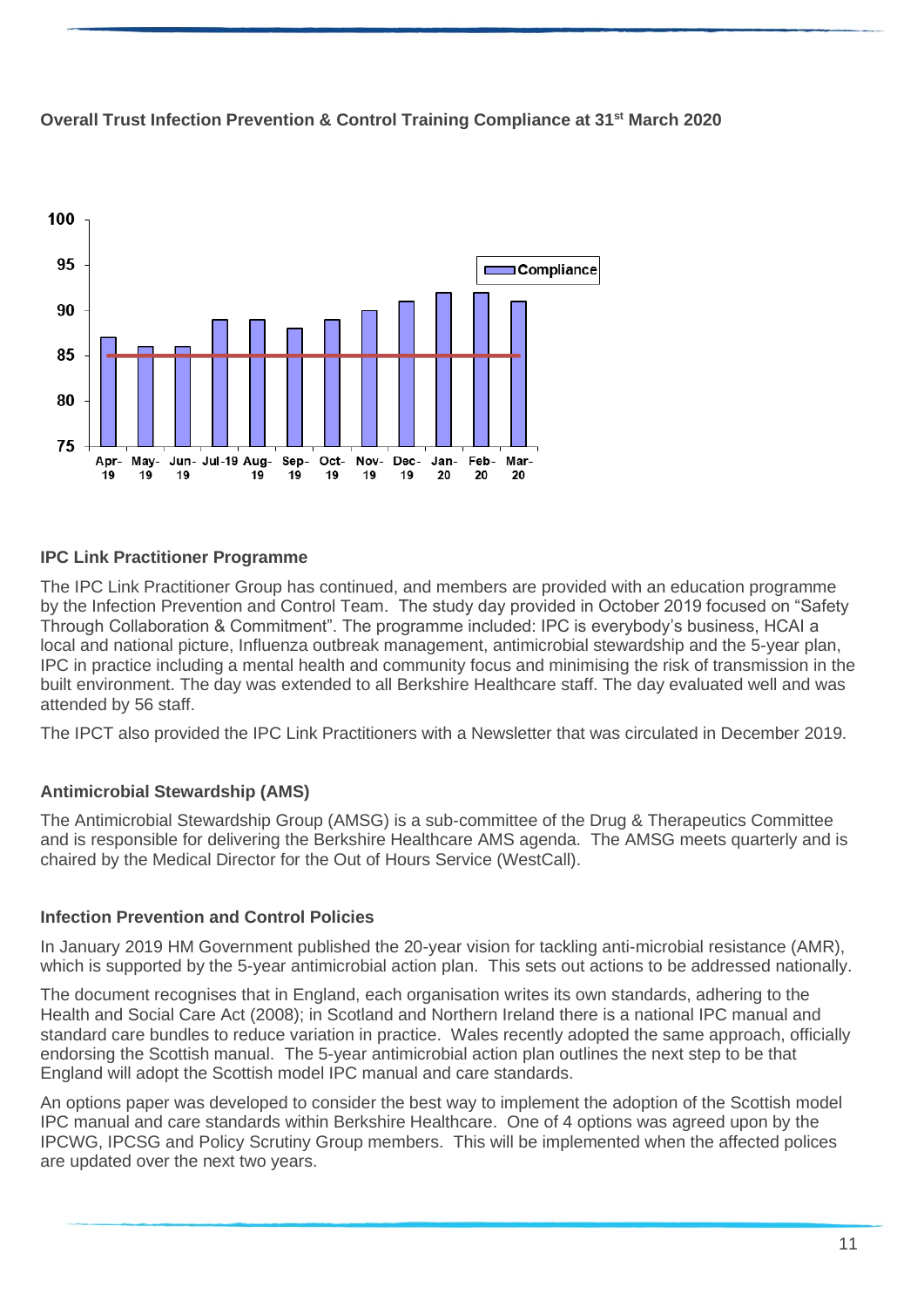**Overall Trust Infection Prevention & Control Training Compliance at 31st March 2020**

### IPC Link Practitioner Programme

The IPC Link Practitioner Group has continued, and members are provided with an education programme by the Infection Prevention and Control Team. The study day provided in October 2019 focused on "Safety Through Collaboration & Commitment". The programme included: IPC is everybody's business, HCAI a local and national picture, Influenza outbreak management, antimicrobial stewardship and the 5-year plan, IPC in practice including a mental health and community focus and minimising the risk of transmission in the built environment. The day was extended to all Berkshire Healthcare staff. The day evaluated well and was attended by 56 staff.

The IPCT also provided the IPC Link Practitioners with a Newsletter that was circulated in December 2019.

### Antimicrobial Stewardship (AMS)

The Antimicrobial Stewardship Group (AMSG) is a sub-committee of the Drug & Therapeutics Committee and is responsible for delivering the Berkshire Healthcare AMS agenda. The AMSG meets quarterly and is chaired by the Medical Director for the Out of Hours Service (WestCall).

### Infection Prevention and Control Policies

In January 2019 HM Government published the 20-year vision for tackling anti-microbial resistance (AMR), which is supported by the 5-year antimicrobial action plan. This sets out actions to be addressed nationally.

The document recognises that in England, each organisation writes its own standards, adhering to the Health and Social Care Act (2008); in Scotland and Northern Ireland there is a national IPC manual and standard care bundles to reduce variation in practice. Wales recently adopted the same approach, officially endorsing the Scottish manual. The 5-year antimicrobial action plan outlines the next step to be that England will adopt the Scottish model IPC manual and care standards.

An options paper was developed to consider the best way to implement the adoption of the Scottish model IPC manual and care standards within Berkshire Healthcare. One of 4 options was agreed upon by the IPCWG, IPCSG and Policy Scrutiny Group members. This will be implemented when the affected polices are updated over the next two years.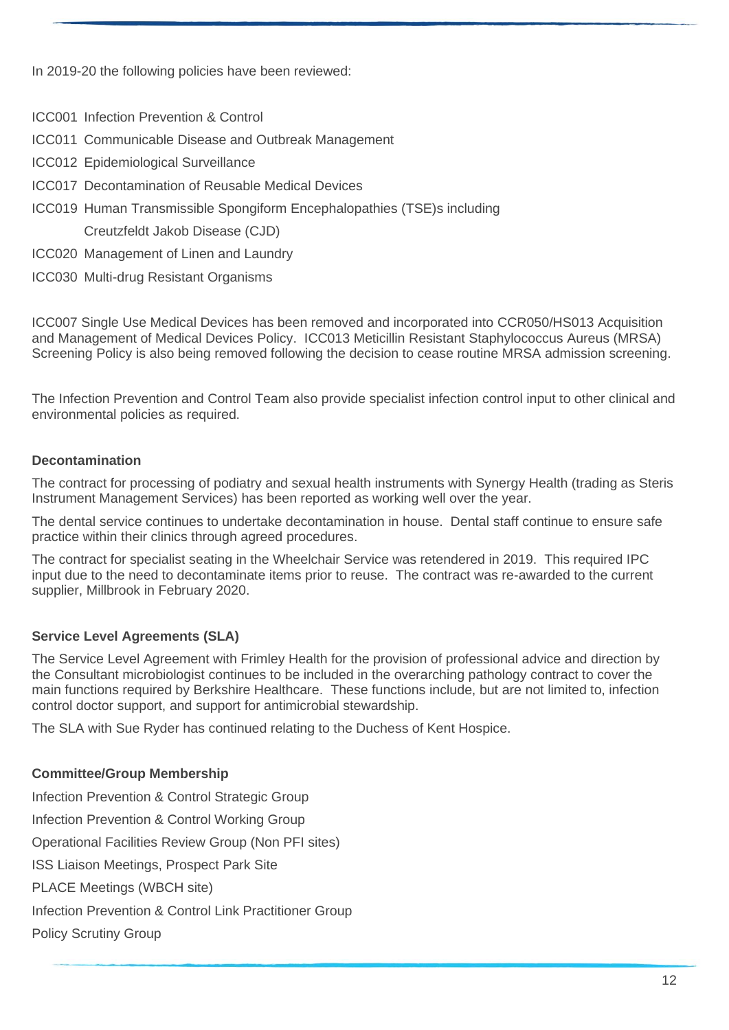In 2019-20 the following policies have been reviewed:

- ICC001 Infection Prevention & Control
- ICC011 Communicable Disease and Outbreak Management
- ICC012 Epidemiological Surveillance
- ICC017 Decontamination of Reusable Medical Devices
- ICC019 Human Transmissible Spongiform Encephalopathies (TSE)s including Creutzfeldt Jakob Disease (CJD)
- ICC020 Management of Linen and Laundry
- ICC030 Multi-drug Resistant Organisms

ICC007 Single Use Medical Devices has been removed and incorporated into CCR050/HS013 Acquisition and Management of Medical Devices Policy. ICC013 Meticillin Resistant Staphylococcus Aureus (MRSA) Screening Policy is also being removed following the decision to cease routine MRSA admission screening.

The Infection Prevention and Control Team also provide specialist infection control input to other clinical and environmental policies as required.

**Decontamination**

The contract for processing of podiatry and sexual health instruments with Synergy Health (trading as Steris Instrument Management Services) has been reported as working well over the year.

The dental service continues to undertake decontamination in house. Dental staff continue to ensure safe practice within their clinics through agreed procedures.

The contract for specialist seating in the Wheelchair Service was retendered in 2019. This required IPC input due to the need to decontaminate items prior to reuse. The contract was re-awarded to the current supplier, Millbrook in February 2020.

**Service Level Agreements (SLA)**

The Service Level Agreement with Frimley Health for the provision of professional advice and direction by the Consultant microbiologist continues to be included in the overarching pathology contract to cover the main functions required by Berkshire Healthcare. These functions include, but are not limited to, infection control doctor support, and support for antimicrobial stewardship.

The SLA with Sue Ryder has continued relating to the Duchess of Kent Hospice.

**Committee/Group Membership**

- Infection Prevention & Control Strategic Group
- Infection Prevention & Control Working Group
- Operational Facilities Review Group (Non PFI sites)
- ISS Liaison Meetings, Prospect Park Site
- PLACE Meetings (WBCH site)
- Infection Prevention & Control Link Practitioner Group
- Policy Scrutiny Group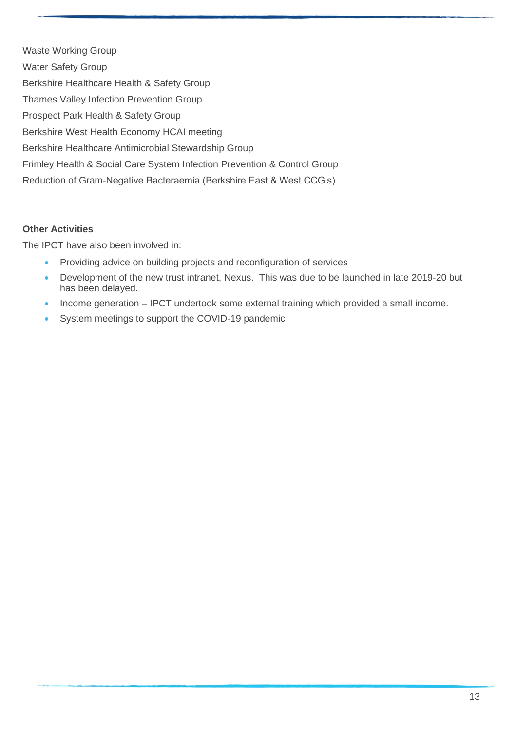Waste Working Group

Water Safety Group

Berkshire Healthcare Health & Safety Group

Thames Valley Infection Prevention Group

Prospect Park Health & Safety Group

Berkshire West Health Economy HCAI meeting

Berkshire Healthcare Antimicrobial Stewardship Group

Frimley Health & Social Care System Infection Prevention & Control Group

Reduction of Gram-Negative Bacteraemia (Berkshire East & West CCG's)

**Other Activities**

The IPCT have also been involved in:

- Providing advice on building projects and reconfiguration of services
- Development of the new trust intranet, Nexus. This was due to be launched in late 2019-20 but has been delayed.
- Income generation – IPCT undertook some external training which provided a small income.
- System meetings to support the COVID-19 pandemic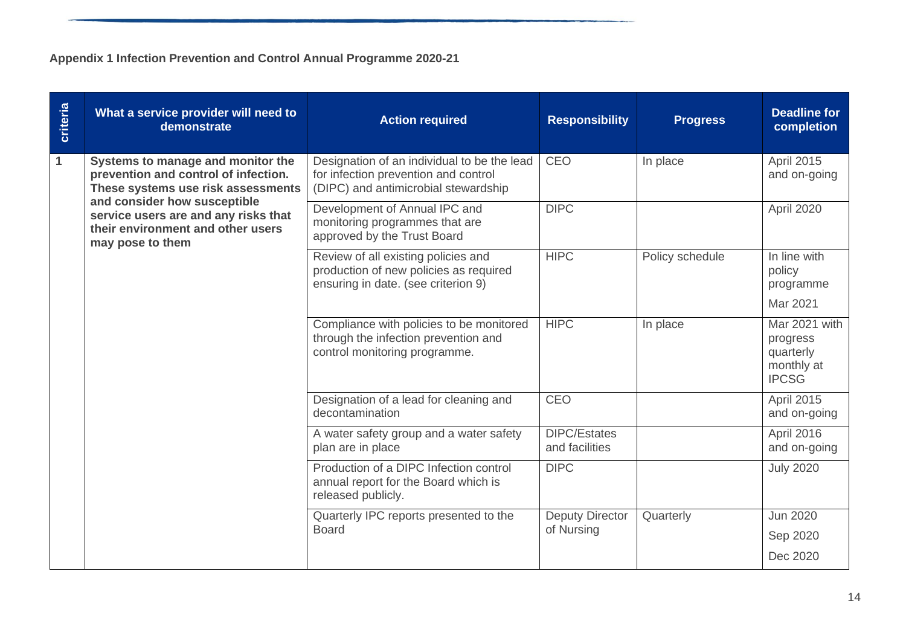**Appendix 1 Infection Prevention and Control Annual Programme 2020-21**

| criteria | What a service provider will need to demonstrate | Action required | Responsibility | Progress | Deadline for completion |
|---|---|---|---|---|---|
| 1 | **Systems to manage and monitor the prevention and control of infection. These systems use risk assessments and consider how susceptible service users are and any risks that their environment and other users may pose to them** | Designation of an individual to be the lead for infection prevention and control (DIPC) and antimicrobial stewardship | CEO | In place | April 2015 and on-going |
| | | Development of Annual IPC and monitoring programmes that are approved by the Trust Board | DIPC | | April 2020 |
| | | Review of all existing policies and production of new policies as required ensuring in date. (see criterion 9) | HIPC | Policy schedule | In line with policy programme<br><br>Mar 2021 |
| | | Compliance with policies to be monitored through the infection prevention and control monitoring programme. | HIPC | In place | Mar 2021 with progress quarterly monthly at IPCSG |
| | | Designation of a lead for cleaning and decontamination | CEO | | April 2015 and on-going |
| | | A water safety group and a water safety plan are in place | DIPC/Estates and facilities | | April 2016 and on-going |
| | | Production of a DIPC Infection control annual report for the Board which is released publicly. | DIPC | | July 2020 |
| | | Quarterly IPC reports presented to the Board | Deputy Director of Nursing | Quarterly | Jun 2020<br><br>Sep 2020<br><br>Dec 2020 |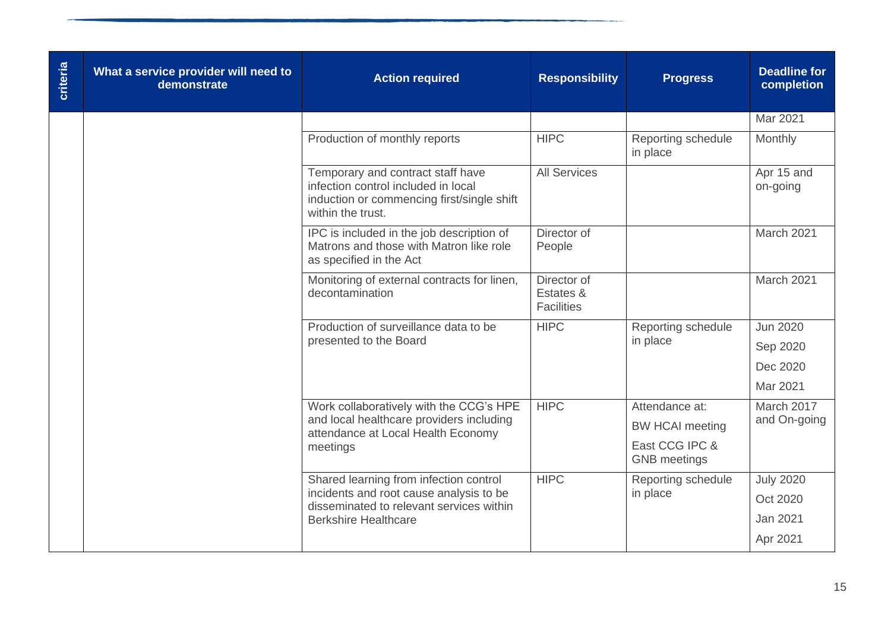| criteria | What a service provider will need to demonstrate | Action required | Responsibility | Progress | Deadline for completion |
|---|---|---|---|---|---|
| | | | | | Mar 2021 |
| | | Production of monthly reports | HIPC | Reporting schedule in place | Monthly |
| | | Temporary and contract staff have infection control included in local induction or commencing first/single shift within the trust. | All Services | | Apr 15 and on-going |
| | | IPC is included in the job description of Matrons and those with Matron like role as specified in the Act | Director of People | | March 2021 |
| | | Monitoring of external contracts for linen, decontamination | Director of Estates & Facilities | | March 2021 |
| | | Production of surveillance data to be presented to the Board | HIPC | Reporting schedule in place | Jun 2020<br>Sep 2020<br>Dec 2020<br>Mar 2021 |
| | | Work collaboratively with the CCG's HPE and local healthcare providers including attendance at Local Health Economy meetings | HIPC | Attendance at:<br>BW HCAI meeting<br>East CCG IPC & GNB meetings | March 2017 and On-going |
| | | Shared learning from infection control incidents and root cause analysis to be disseminated to relevant services within Berkshire Healthcare | HIPC | Reporting schedule in place | July 2020<br>Oct 2020<br>Jan 2021<br>Apr 2021 |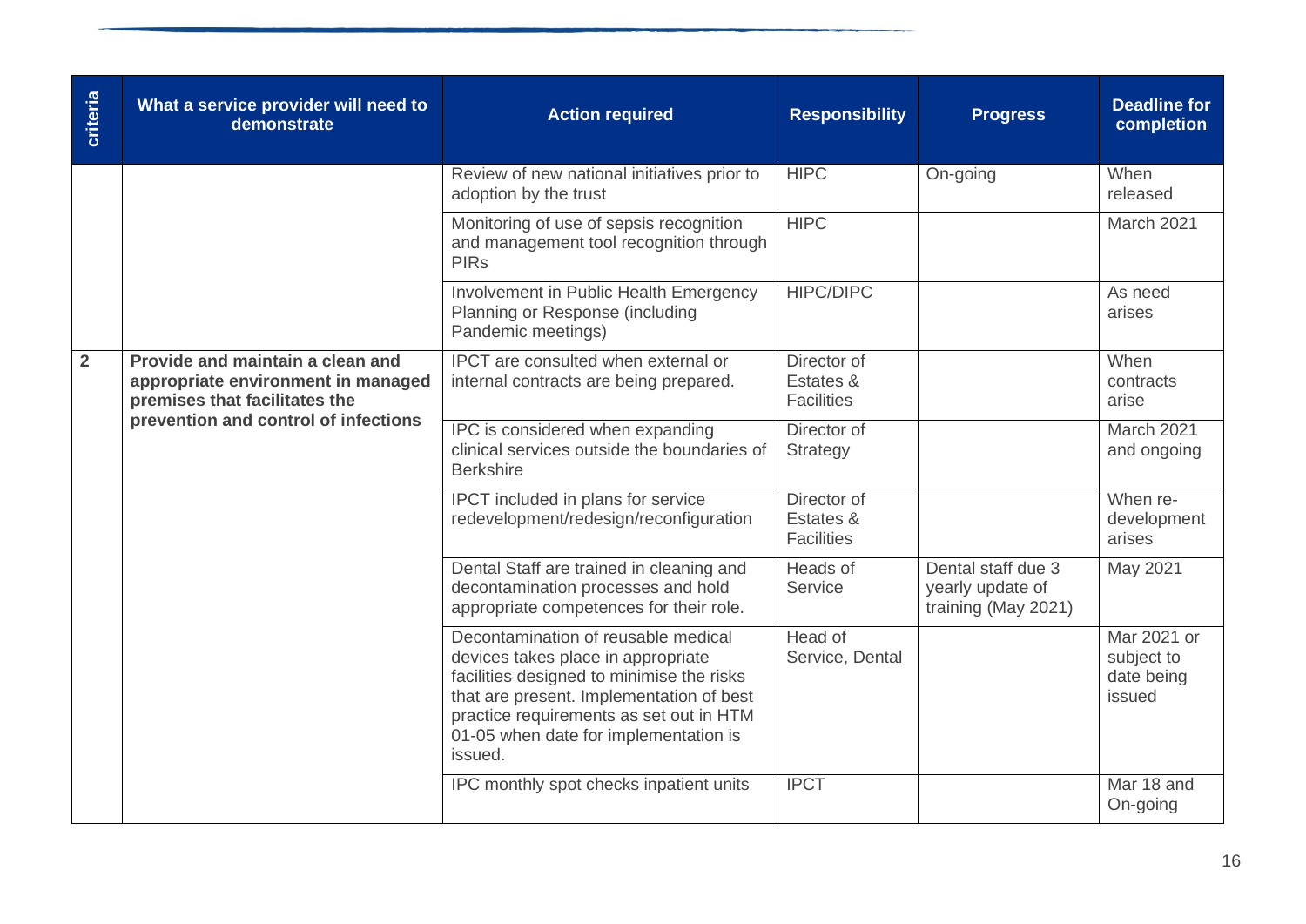| criteria | What a service provider will need to demonstrate | Action required | Responsibility | Progress | Deadline for completion |
|---|---|---|---|---|---|
| | | Review of new national initiatives prior to adoption by the trust | HIPC | On-going | When released |
| | | Monitoring of use of sepsis recognition and management tool recognition through PIRs | HIPC | | March 2021 |
| | | Involvement in Public Health Emergency Planning or Response (including Pandemic meetings) | HIPC/DIPC | | As need arises |
| **2** | **Provide and maintain a clean and appropriate environment in managed premises that facilitates the prevention and control of infections** | IPCT are consulted when external or internal contracts are being prepared. | Director of Estates & Facilities | | When contracts arise |
| | | IPC is considered when expanding clinical services outside the boundaries of Berkshire | Director of Strategy | | March 2021 and ongoing |
| | | IPCT included in plans for service redevelopment/redesign/reconfiguration | Director of Estates & Facilities | | When re-development arises |
| | | Dental Staff are trained in cleaning and decontamination processes and hold appropriate competences for their role. | Heads of Service | Dental staff due 3 yearly update of training (May 2021) | May 2021 |
| | | Decontamination of reusable medical devices takes place in appropriate facilities designed to minimise the risks that are present. Implementation of best practice requirements as set out in HTM 01-05 when date for implementation is issued. | Head of Service, Dental | | Mar 2021 or subject to date being issued |
| | | IPC monthly spot checks inpatient units | IPCT | | Mar 18 and On-going |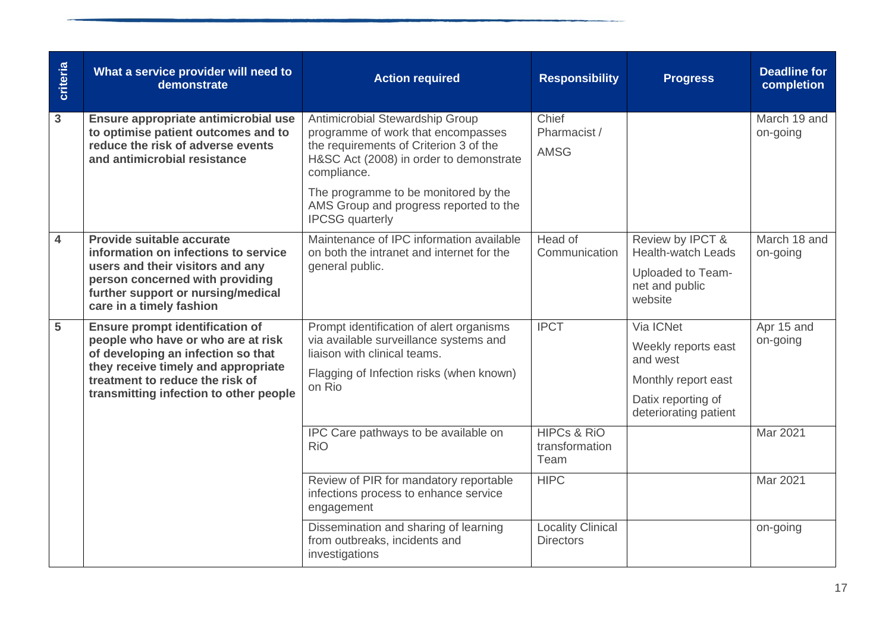| criteria | What a service provider will need to demonstrate | Action required | Responsibility | Progress | Deadline for completion |
|---|---|---|---|---|---|
| 3 | **Ensure appropriate antimicrobial use to optimise patient outcomes and to reduce the risk of adverse events and antimicrobial resistance** | Antimicrobial Stewardship Group programme of work that encompasses the requirements of Criterion 3 of the H&SC Act (2008) in order to demonstrate compliance.<br><br>The programme to be monitored by the AMS Group and progress reported to the IPCSG quarterly | Chief Pharmacist / AMSG | | March 19 and on-going |
| 4 | **Provide suitable accurate information on infections to service users and their visitors and any person concerned with providing further support or nursing/medical care in a timely fashion** | Maintenance of IPC information available on both the intranet and internet for the general public. | Head of Communication | Review by IPCT & Health-watch Leads<br><br>Uploaded to Team-net and public website | March 18 and on-going |
| 5 | **Ensure prompt identification of people who have or who are at risk of developing an infection so that they receive timely and appropriate treatment to reduce the risk of transmitting infection to other people** | Prompt identification of alert organisms via available surveillance systems and liaison with clinical teams.<br><br>Flagging of Infection risks (when known) on Rio | IPCT | Via ICNet<br><br>Weekly reports east and west<br><br>Monthly report east<br><br>Datix reporting of deteriorating patient | Apr 15 and on-going |
| | | IPC Care pathways to be available on RiO | HIPCs & RiO transformation Team | | Mar 2021 |
| | | Review of PIR for mandatory reportable infections process to enhance service engagement | HIPC | | Mar 2021 |
| | | Dissemination and sharing of learning from outbreaks, incidents and investigations | Locality Clinical Directors | | on-going |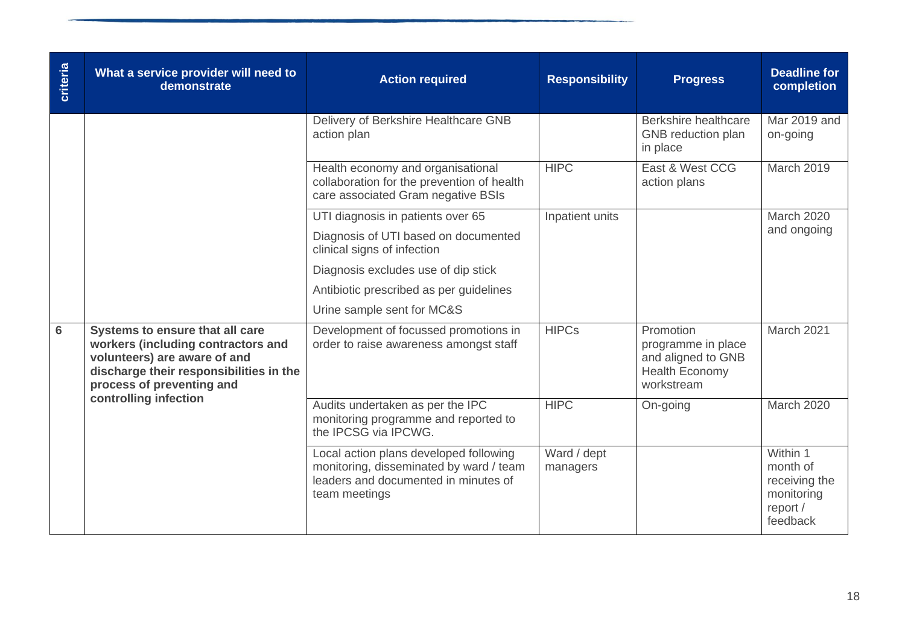| criteria | What a service provider will need to demonstrate | Action required | Responsibility | Progress | Deadline for completion |
|---|---|---|---|---|---|
| | | Delivery of Berkshire Healthcare GNB action plan | | Berkshire healthcare GNB reduction plan in place | Mar 2019 and on-going |
| | | Health economy and organisational collaboration for the prevention of health care associated Gram negative BSIs | HIPC | East & West CCG action plans | March 2019 |
| | | UTI diagnosis in patients over 65<br>Diagnosis of UTI based on documented clinical signs of infection<br>Diagnosis excludes use of dip stick<br>Antibiotic prescribed as per guidelines<br>Urine sample sent for MC&S | Inpatient units | | March 2020 and ongoing |
| 6 | **Systems to ensure that all care workers (including contractors and volunteers) are aware of and discharge their responsibilities in the process of preventing and controlling infection** | Development of focussed promotions in order to raise awareness amongst staff | HIPCs | Promotion programme in place and aligned to GNB Health Economy workstream | March 2021 |
| | | Audits undertaken as per the IPC monitoring programme and reported to the IPCSG via IPCWG. | HIPC | On-going | March 2020 |
| | | Local action plans developed following monitoring, disseminated by ward / team leaders and documented in minutes of team meetings | Ward / dept managers | | Within 1 month of receiving the monitoring report / feedback |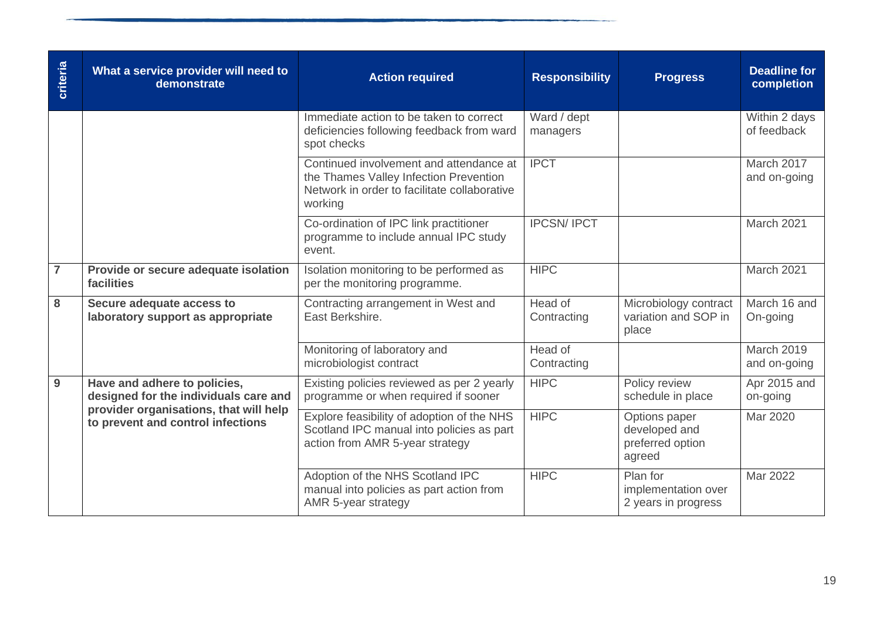| criteria | What a service provider will need to demonstrate | Action required | Responsibility | Progress | Deadline for completion |
|---|---|---|---|---|---|
| | | Immediate action to be taken to correct deficiencies following feedback from ward spot checks | Ward / dept managers | | Within 2 days of feedback |
| | | Continued involvement and attendance at the Thames Valley Infection Prevention Network in order to facilitate collaborative working | IPCT | | March 2017 and on-going |
| | | Co-ordination of IPC link practitioner programme to include annual IPC study event. | IPCSN/ IPCT | | March 2021 |
| 7 | **Provide or secure adequate isolation facilities** | Isolation monitoring to be performed as per the monitoring programme. | HIPC | | March 2021 |
| 8 | **Secure adequate access to laboratory support as appropriate** | Contracting arrangement in West and East Berkshire. | Head of Contracting | Microbiology contract variation and SOP in place | March 16 and On-going |
| | | Monitoring of laboratory and microbiologist contract | Head of Contracting | | March 2019 and on-going |
| 9 | **Have and adhere to policies, designed for the individuals care and provider organisations, that will help to prevent and control infections** | Existing policies reviewed as per 2 yearly programme or when required if sooner | HIPC | Policy review schedule in place | Apr 2015 and on-going |
| | | Explore feasibility of adoption of the NHS Scotland IPC manual into policies as part action from AMR 5-year strategy | HIPC | Options paper developed and preferred option agreed | Mar 2020 |
| | | Adoption of the NHS Scotland IPC manual into policies as part action from AMR 5-year strategy | HIPC | Plan for implementation over 2 years in progress | Mar 2022 |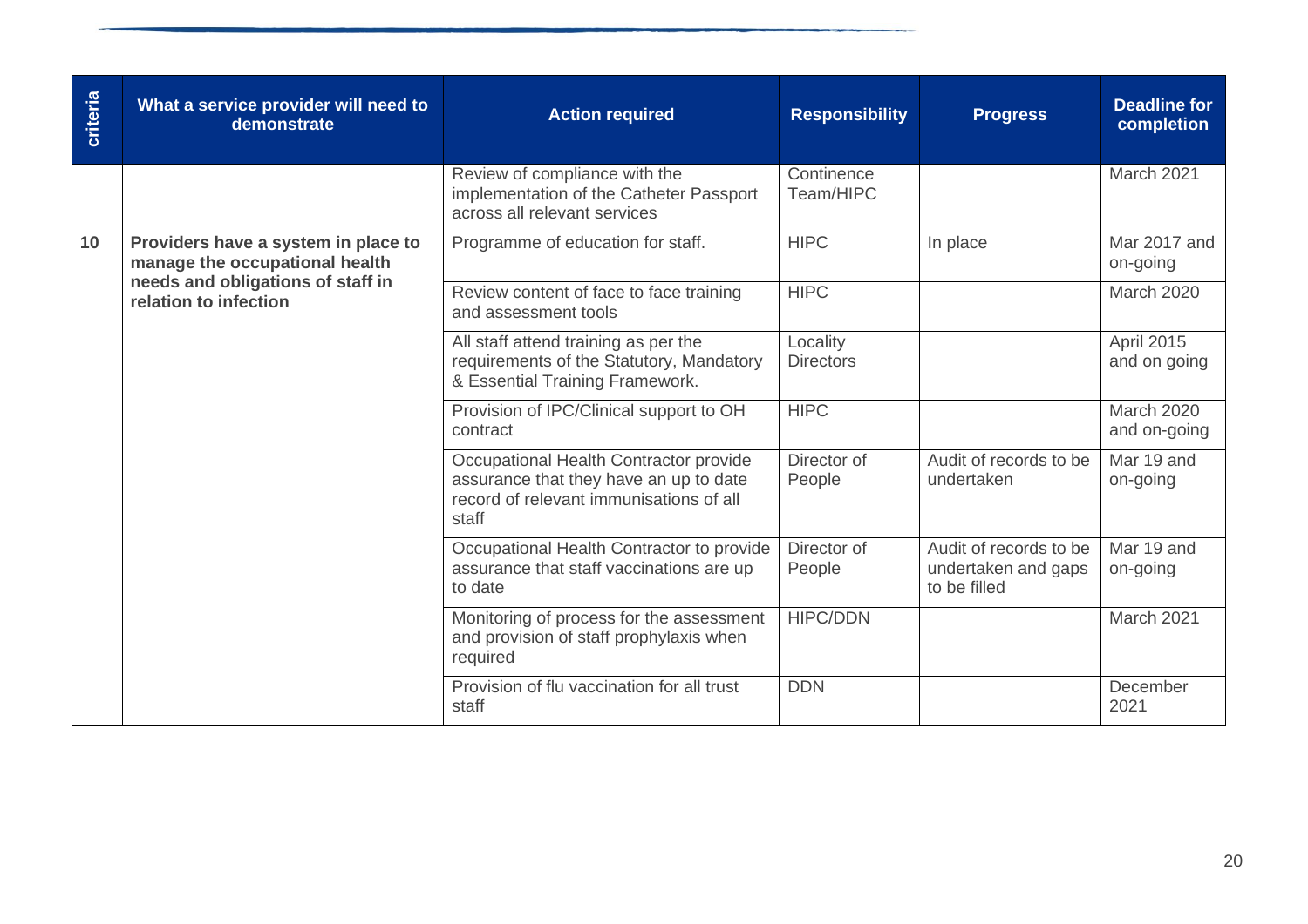| criteria | What a service provider will need to demonstrate | Action required | Responsibility | Progress | Deadline for completion |
|---|---|---|---|---|---|
| | | Review of compliance with the implementation of the Catheter Passport across all relevant services | Continence Team/HIPC | | March 2021 |
| **10** | **Providers have a system in place to manage the occupational health needs and obligations of staff in relation to infection** | Programme of education for staff. | HIPC | In place | Mar 2017 and on-going |
| | | Review content of face to face training and assessment tools | HIPC | | March 2020 |
| | | All staff attend training as per the requirements of the Statutory, Mandatory & Essential Training Framework. | Locality Directors | | April 2015 and on going |
| | | Provision of IPC/Clinical support to OH contract | HIPC | | March 2020 and on-going |
| | | Occupational Health Contractor provide assurance that they have an up to date record of relevant immunisations of all staff | Director of People | Audit of records to be undertaken | Mar 19 and on-going |
| | | Occupational Health Contractor to provide assurance that staff vaccinations are up to date | Director of People | Audit of records to be undertaken and gaps to be filled | Mar 19 and on-going |
| | | Monitoring of process for the assessment and provision of staff prophylaxis when required | HIPC/DDN | | March 2021 |
| | | Provision of flu vaccination for all trust staff | DDN | | December 2021 |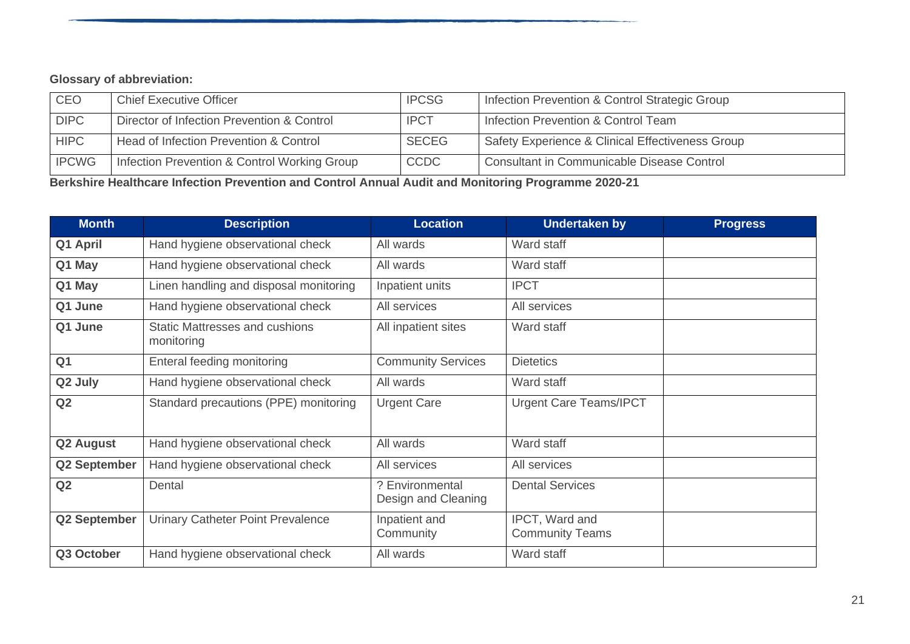**Glossary of abbreviation:**

| CEO | Chief Executive Officer | IPCSG | Infection Prevention & Control Strategic Group |
|---|---|---|---|
| DIPC | Director of Infection Prevention & Control | IPCT | Infection Prevention & Control Team |
| HIPC | Head of Infection Prevention & Control | SECEG | Safety Experience & Clinical Effectiveness Group |
| IPCWG | Infection Prevention & Control Working Group | CCDC | Consultant in Communicable Disease Control |

**Berkshire Healthcare Infection Prevention and Control Annual Audit and Monitoring Programme 2020-21**

| Month | Description | Location | Undertaken by | Progress |
|---|---|---|---|---|
| **Q1 April** | Hand hygiene observational check | All wards | Ward staff | |
| **Q1 May** | Hand hygiene observational check | All wards | Ward staff | |
| **Q1 May** | Linen handling and disposal monitoring | Inpatient units | IPCT | |
| **Q1 June** | Hand hygiene observational check | All services | All services | |
| **Q1 June** | Static Mattresses and cushions monitoring | All inpatient sites | Ward staff | |
| **Q1** | Enteral feeding monitoring | Community Services | Dietetics | |
| **Q2 July** | Hand hygiene observational check | All wards | Ward staff | |
| **Q2** | Standard precautions (PPE) monitoring | Urgent Care | Urgent Care Teams/IPCT | |
| **Q2 August** | Hand hygiene observational check | All wards | Ward staff | |
| **Q2 September** | Hand hygiene observational check | All services | All services | |
| **Q2** | Dental | ? Environmental Design and Cleaning | Dental Services | |
| **Q2 September** | Urinary Catheter Point Prevalence | Inpatient and Community | IPCT, Ward and Community Teams | |
| **Q3 October** | Hand hygiene observational check | All wards | Ward staff | |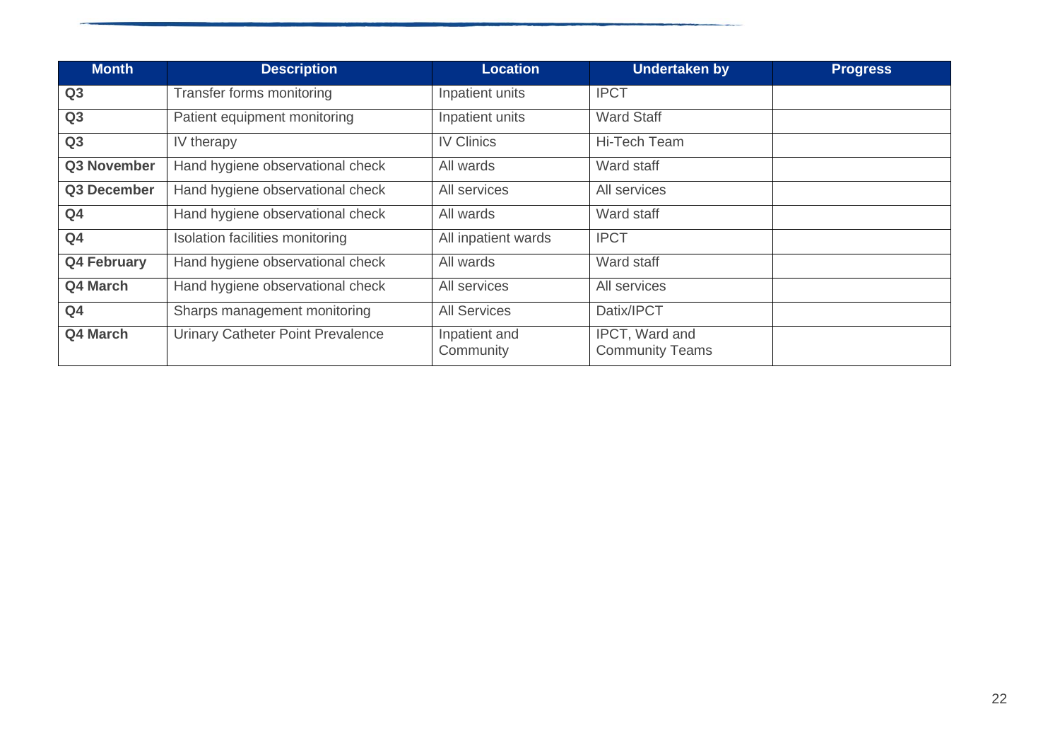| Month | Description | Location | Undertaken by | Progress |
|---|---|---|---|---|
| **Q3** | Transfer forms monitoring | Inpatient units | IPCT | |
| **Q3** | Patient equipment monitoring | Inpatient units | Ward Staff | |
| **Q3** | IV therapy | IV Clinics | Hi-Tech Team | |
| **Q3 November** | Hand hygiene observational check | All wards | Ward staff | |
| **Q3 December** | Hand hygiene observational check | All services | All services | |
| **Q4** | Hand hygiene observational check | All wards | Ward staff | |
| **Q4** | Isolation facilities monitoring | All inpatient wards | IPCT | |
| **Q4 February** | Hand hygiene observational check | All wards | Ward staff | |
| **Q4 March** | Hand hygiene observational check | All services | All services | |
| **Q4** | Sharps management monitoring | All Services | Datix/IPCT | |
| **Q4 March** | Urinary Catheter Point Prevalence | Inpatient and Community | IPCT, Ward and Community Teams | |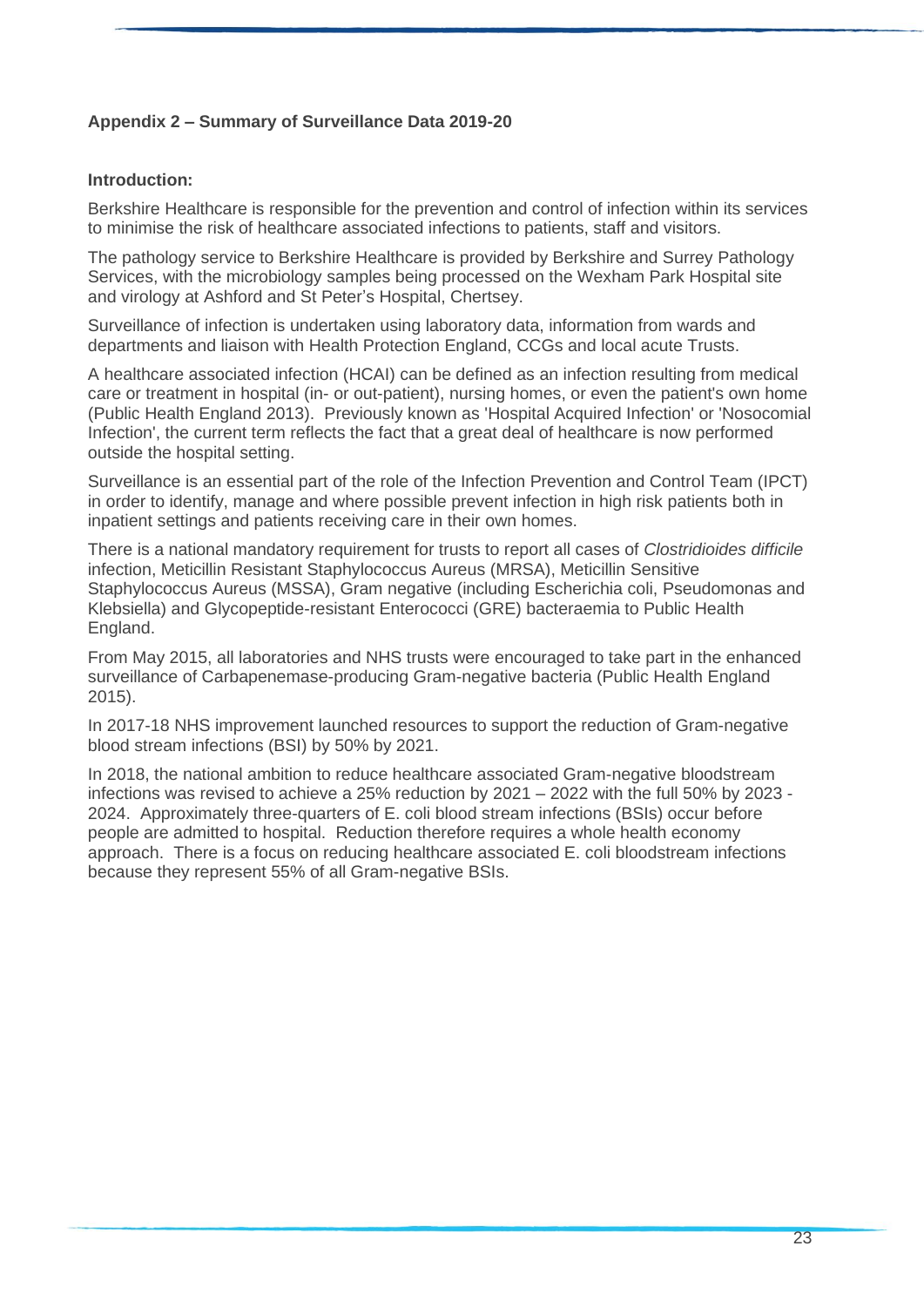## Appendix 2 – Summary of Surveillance Data 2019-20

### Introduction:

Berkshire Healthcare is responsible for the prevention and control of infection within its services to minimise the risk of healthcare associated infections to patients, staff and visitors.

The pathology service to Berkshire Healthcare is provided by Berkshire and Surrey Pathology Services, with the microbiology samples being processed on the Wexham Park Hospital site and virology at Ashford and St Peter's Hospital, Chertsey.

Surveillance of infection is undertaken using laboratory data, information from wards and departments and liaison with Health Protection England, CCGs and local acute Trusts.

A healthcare associated infection (HCAI) can be defined as an infection resulting from medical care or treatment in hospital (in- or out-patient), nursing homes, or even the patient's own home (Public Health England 2013). Previously known as 'Hospital Acquired Infection' or 'Nosocomial Infection', the current term reflects the fact that a great deal of healthcare is now performed outside the hospital setting.

Surveillance is an essential part of the role of the Infection Prevention and Control Team (IPCT) in order to identify, manage and where possible prevent infection in high risk patients both in inpatient settings and patients receiving care in their own homes.

There is a national mandatory requirement for trusts to report all cases of *Clostridioides difficile* infection, Meticillin Resistant Staphylococcus Aureus (MRSA), Meticillin Sensitive Staphylococcus Aureus (MSSA), Gram negative (including Escherichia coli, Pseudomonas and Klebsiella) and Glycopeptide-resistant Enterococci (GRE) bacteraemia to Public Health England.

From May 2015, all laboratories and NHS trusts were encouraged to take part in the enhanced surveillance of Carbapenemase-producing Gram-negative bacteria (Public Health England 2015).

In 2017-18 NHS improvement launched resources to support the reduction of Gram-negative blood stream infections (BSI) by 50% by 2021.

In 2018, the national ambition to reduce healthcare associated Gram-negative bloodstream infections was revised to achieve a 25% reduction by 2021 – 2022 with the full 50% by 2023 - 2024. Approximately three-quarters of E. coli blood stream infections (BSIs) occur before people are admitted to hospital. Reduction therefore requires a whole health economy approach. There is a focus on reducing healthcare associated E. coli bloodstream infections because they represent 55% of all Gram-negative BSIs.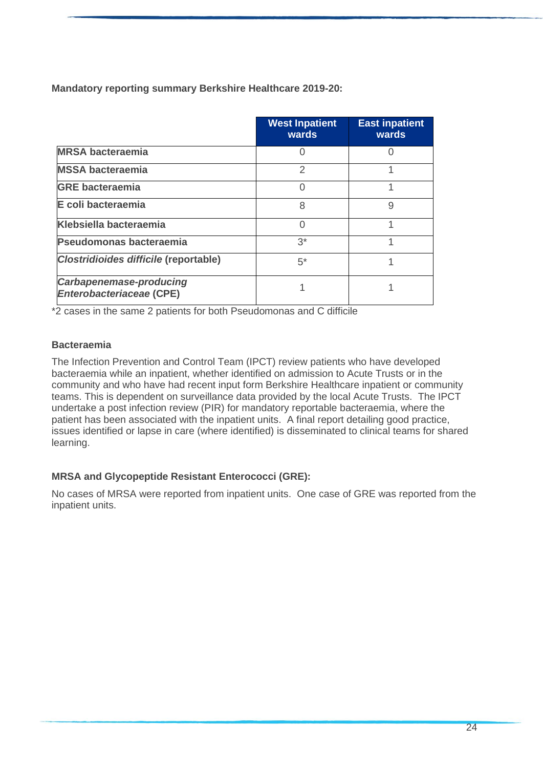**Mandatory reporting summary Berkshire Healthcare 2019-20:**

| | West Inpatient wards | East inpatient wards |
|---|---|---|
| **MRSA bacteraemia** | 0 | 0 |
| **MSSA bacteraemia** | 2 | 1 |
| **GRE bacteraemia** | 0 | 1 |
| **E coli bacteraemia** | 8 | 9 |
| **Klebsiella bacteraemia** | 0 | 1 |
| **Pseudomonas bacteraemia** | 3* | 1 |
| ***Clostridioides difficile* (reportable)** | 5* | 1 |
| ***Carbapenemase-producing Enterobacteriaceae* (CPE)** | 1 | 1 |

*2 cases in the same 2 patients for both Pseudomonas and C difficile

### Bacteraemia

The Infection Prevention and Control Team (IPCT) review patients who have developed bacteraemia while an inpatient, whether identified on admission to Acute Trusts or in the community and who have had recent input form Berkshire Healthcare inpatient or community teams. This is dependent on surveillance data provided by the local Acute Trusts. The IPCT undertake a post infection review (PIR) for mandatory reportable bacteraemia, where the patient has been associated with the inpatient units. A final report detailing good practice, issues identified or lapse in care (where identified) is disseminated to clinical teams for shared learning.

### MRSA and Glycopeptide Resistant Enterococci (GRE):

No cases of MRSA were reported from inpatient units. One case of GRE was reported from the inpatient units.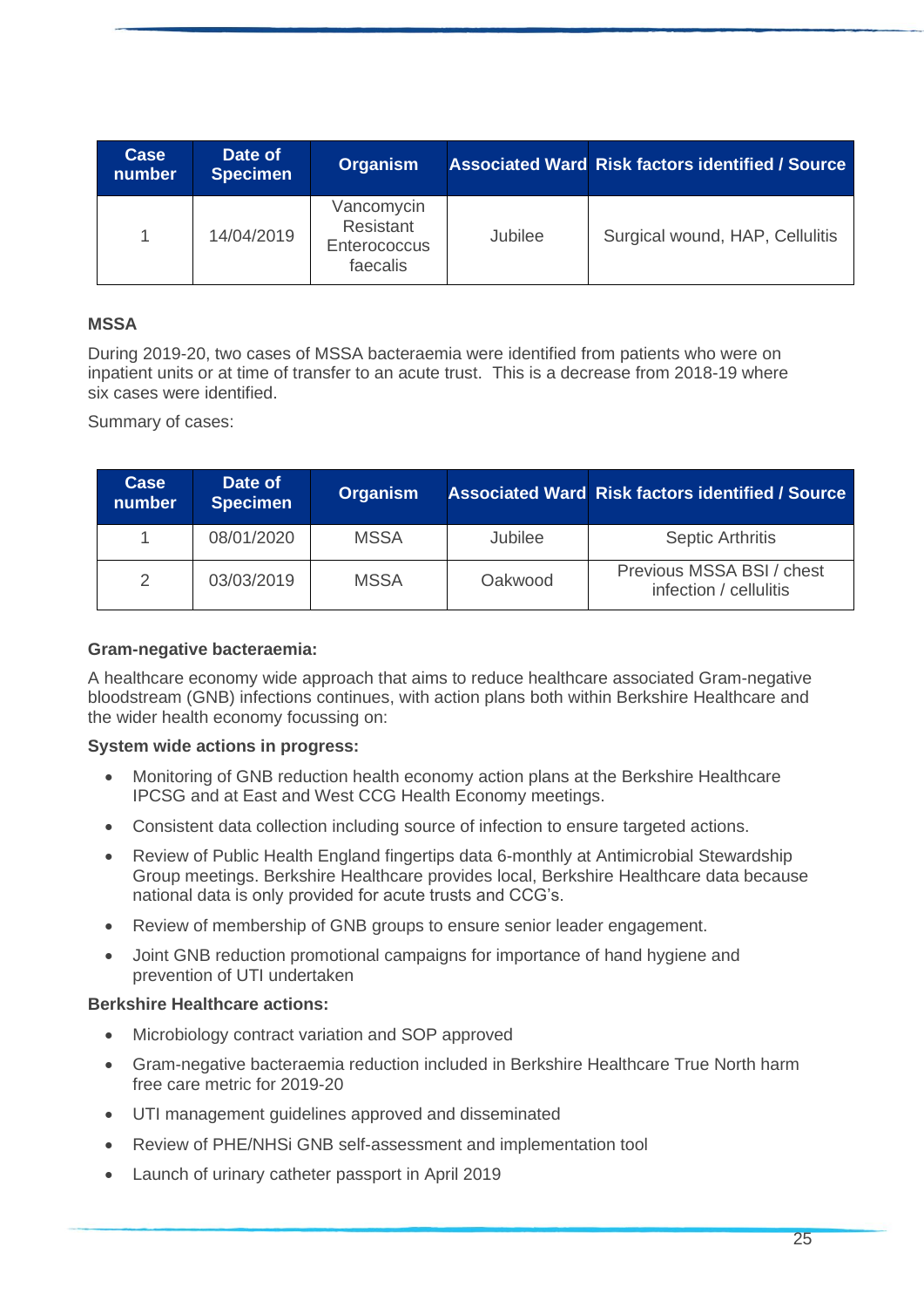| Case number | Date of Specimen | Organism | Associated Ward | Risk factors identified / Source |
|---|---|---|---|---|
| 1 | 14/04/2019 | Vancomycin Resistant Enterococcus faecalis | Jubilee | Surgical wound, HAP, Cellulitis |

**MSSA**

During 2019-20, two cases of MSSA bacteraemia were identified from patients who were on inpatient units or at time of transfer to an acute trust. This is a decrease from 2018-19 where six cases were identified.

Summary of cases:

| Case number | Date of Specimen | Organism | Associated Ward | Risk factors identified / Source |
|---|---|---|---|---|
| 1 | 08/01/2020 | MSSA | Jubilee | Septic Arthritis |
| 2 | 03/03/2019 | MSSA | Oakwood | Previous MSSA BSI / chest infection / cellulitis |

**Gram-negative bacteraemia:**

A healthcare economy wide approach that aims to reduce healthcare associated Gram-negative bloodstream (GNB) infections continues, with action plans both within Berkshire Healthcare and the wider health economy focussing on:

**System wide actions in progress:**

- Monitoring of GNB reduction health economy action plans at the Berkshire Healthcare IPCSG and at East and West CCG Health Economy meetings.
- Consistent data collection including source of infection to ensure targeted actions.
- Review of Public Health England fingertips data 6-monthly at Antimicrobial Stewardship Group meetings. Berkshire Healthcare provides local, Berkshire Healthcare data because national data is only provided for acute trusts and CCG's.
- Review of membership of GNB groups to ensure senior leader engagement.
- Joint GNB reduction promotional campaigns for importance of hand hygiene and prevention of UTI undertaken

**Berkshire Healthcare actions:**

- Microbiology contract variation and SOP approved
- Gram-negative bacteraemia reduction included in Berkshire Healthcare True North harm free care metric for 2019-20
- UTI management guidelines approved and disseminated
- Review of PHE/NHSi GNB self-assessment and implementation tool
- Launch of urinary catheter passport in April 2019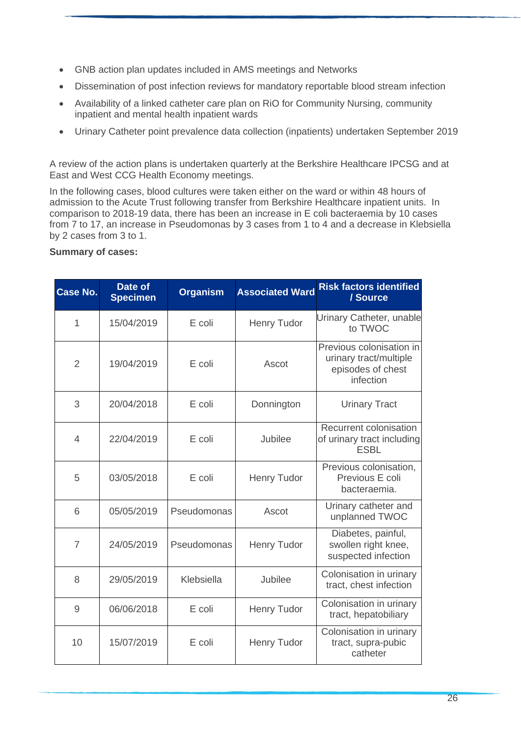- GNB action plan updates included in AMS meetings and Networks
- Dissemination of post infection reviews for mandatory reportable blood stream infection
- Availability of a linked catheter care plan on RiO for Community Nursing, community inpatient and mental health inpatient wards
- Urinary Catheter point prevalence data collection (inpatients) undertaken September 2019

A review of the action plans is undertaken quarterly at the Berkshire Healthcare IPCSG and at East and West CCG Health Economy meetings.

In the following cases, blood cultures were taken either on the ward or within 48 hours of admission to the Acute Trust following transfer from Berkshire Healthcare inpatient units. In comparison to 2018-19 data, there has been an increase in E coli bacteraemia by 10 cases from 7 to 17, an increase in Pseudomonas by 3 cases from 1 to 4 and a decrease in Klebsiella by 2 cases from 3 to 1.

**Summary of cases:**

| Case No. | Date of Specimen | Organism | Associated Ward | Risk factors identified / Source |
|---|---|---|---|---|
| 1 | 15/04/2019 | E coli | Henry Tudor | Urinary Catheter, unable to TWOC |
| 2 | 19/04/2019 | E coli | Ascot | Previous colonisation in urinary tract/multiple episodes of chest infection |
| 3 | 20/04/2018 | E coli | Donnington | Urinary Tract |
| 4 | 22/04/2019 | E coli | Jubilee | Recurrent colonisation of urinary tract including ESBL |
| 5 | 03/05/2018 | E coli | Henry Tudor | Previous colonisation, Previous E coli bacteraemia. |
| 6 | 05/05/2019 | Pseudomonas | Ascot | Urinary catheter and unplanned TWOC |
| 7 | 24/05/2019 | Pseudomonas | Henry Tudor | Diabetes, painful, swollen right knee, suspected infection |
| 8 | 29/05/2019 | Klebsiella | Jubilee | Colonisation in urinary tract, chest infection |
| 9 | 06/06/2018 | E coli | Henry Tudor | Colonisation in urinary tract, hepatobiliary |
| 10 | 15/07/2019 | E coli | Henry Tudor | Colonisation in urinary tract, supra-pubic catheter |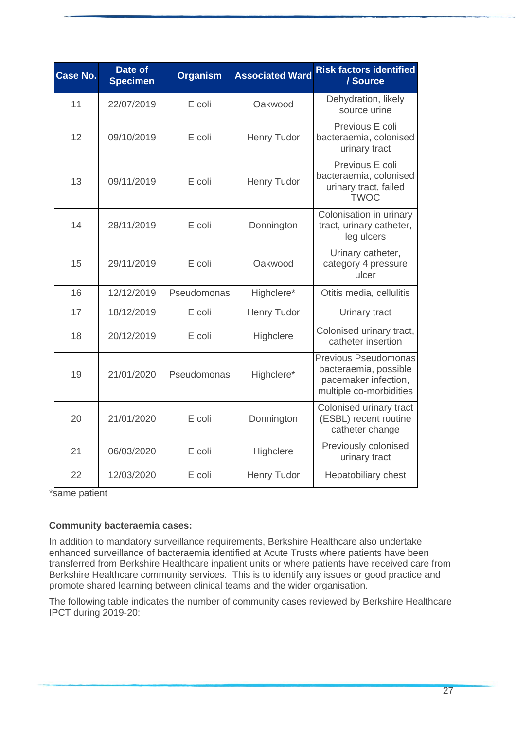| Case No. | Date of Specimen | Organism | Associated Ward | Risk factors identified / Source |
|---|---|---|---|---|
| 11 | 22/07/2019 | E coli | Oakwood | Dehydration, likely source urine |
| 12 | 09/10/2019 | E coli | Henry Tudor | Previous E coli bacteraemia, colonised urinary tract |
| 13 | 09/11/2019 | E coli | Henry Tudor | Previous E coli bacteraemia, colonised urinary tract, failed TWOC |
| 14 | 28/11/2019 | E coli | Donnington | Colonisation in urinary tract, urinary catheter, leg ulcers |
| 15 | 29/11/2019 | E coli | Oakwood | Urinary catheter, category 4 pressure ulcer |
| 16 | 12/12/2019 | Pseudomonas | Highclere* | Otitis media, cellulitis |
| 17 | 18/12/2019 | E coli | Henry Tudor | Urinary tract |
| 18 | 20/12/2019 | E coli | Highclere | Colonised urinary tract, catheter insertion |
| 19 | 21/01/2020 | Pseudomonas | Highclere* | Previous Pseudomonas bacteraemia, possible pacemaker infection, multiple co-morbidities |
| 20 | 21/01/2020 | E coli | Donnington | Colonised urinary tract (ESBL) recent routine catheter change |
| 21 | 06/03/2020 | E coli | Highclere | Previously colonised urinary tract |
| 22 | 12/03/2020 | E coli | Henry Tudor | Hepatobiliary chest |

*same patient

**Community bacteraemia cases:**

In addition to mandatory surveillance requirements, Berkshire Healthcare also undertake enhanced surveillance of bacteraemia identified at Acute Trusts where patients have been transferred from Berkshire Healthcare inpatient units or where patients have received care from Berkshire Healthcare community services. This is to identify any issues or good practice and promote shared learning between clinical teams and the wider organisation.

The following table indicates the number of community cases reviewed by Berkshire Healthcare IPCT during 2019-20: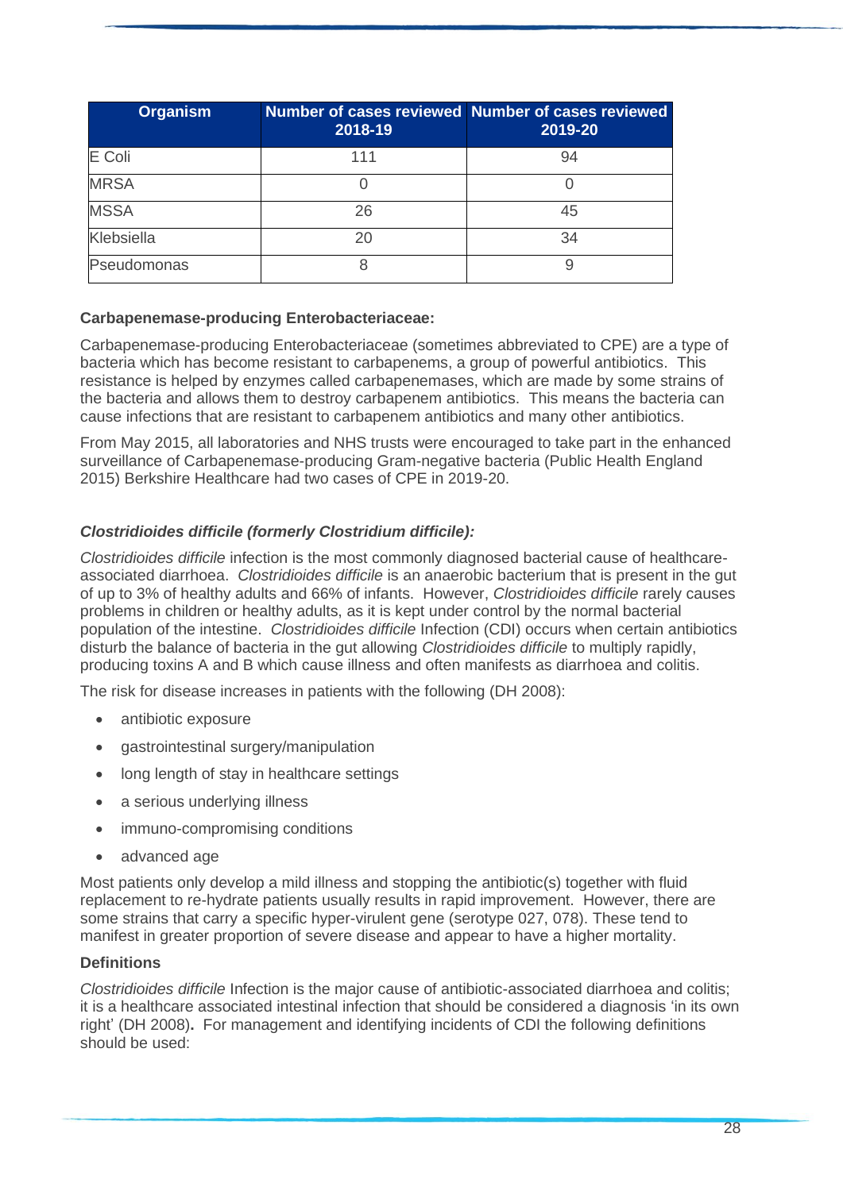| Organism | Number of cases reviewed 2018-19 | Number of cases reviewed 2019-20 |
|---|---|---|
| E Coli | 111 | 94 |
| MRSA | 0 | 0 |
| MSSA | 26 | 45 |
| Klebsiella | 20 | 34 |
| Pseudomonas | 8 | 9 |

**Carbapenemase-producing Enterobacteriaceae:**

Carbapenemase-producing Enterobacteriaceae (sometimes abbreviated to CPE) are a type of bacteria which has become resistant to carbapenems, a group of powerful antibiotics. This resistance is helped by enzymes called carbapenemases, which are made by some strains of the bacteria and allows them to destroy carbapenem antibiotics. This means the bacteria can cause infections that are resistant to carbapenem antibiotics and many other antibiotics.

From May 2015, all laboratories and NHS trusts were encouraged to take part in the enhanced surveillance of Carbapenemase-producing Gram-negative bacteria (Public Health England 2015) Berkshire Healthcare had two cases of CPE in 2019-20.

***Clostridioides difficile (formerly Clostridium difficile):***

*Clostridioides difficile* infection is the most commonly diagnosed bacterial cause of healthcare-associated diarrhoea. *Clostridioides difficile* is an anaerobic bacterium that is present in the gut of up to 3% of healthy adults and 66% of infants. However, *Clostridioides difficile* rarely causes problems in children or healthy adults, as it is kept under control by the normal bacterial population of the intestine. *Clostridioides difficile* Infection (CDI) occurs when certain antibiotics disturb the balance of bacteria in the gut allowing *Clostridioides difficile* to multiply rapidly, producing toxins A and B which cause illness and often manifests as diarrhoea and colitis.

The risk for disease increases in patients with the following (DH 2008):

- antibiotic exposure
- gastrointestinal surgery/manipulation
- long length of stay in healthcare settings
- a serious underlying illness
- immuno-compromising conditions
- advanced age

Most patients only develop a mild illness and stopping the antibiotic(s) together with fluid replacement to re-hydrate patients usually results in rapid improvement. However, there are some strains that carry a specific hyper-virulent gene (serotype 027, 078). These tend to manifest in greater proportion of severe disease and appear to have a higher mortality.

**Definitions**

*Clostridioides difficile* Infection is the major cause of antibiotic-associated diarrhoea and colitis; it is a healthcare associated intestinal infection that should be considered a diagnosis 'in its own right' (DH 2008)**.** For management and identifying incidents of CDI the following definitions should be used: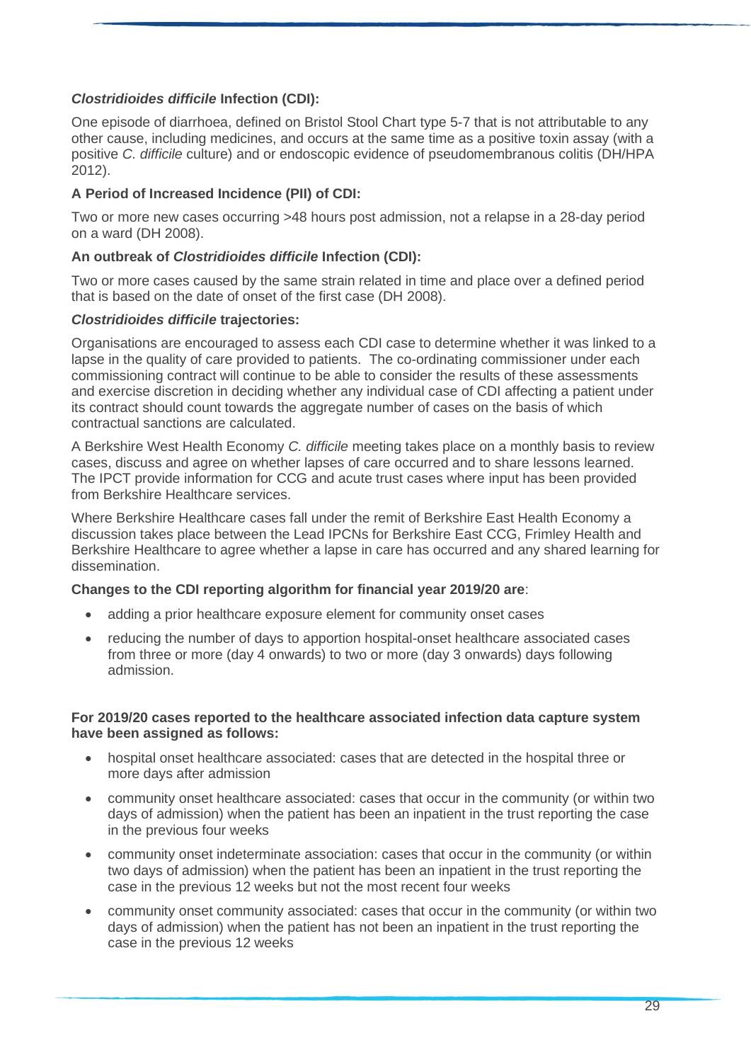***Clostridioides difficile* Infection (CDI):**

One episode of diarrhoea, defined on Bristol Stool Chart type 5-7 that is not attributable to any other cause, including medicines, and occurs at the same time as a positive toxin assay (with a positive *C. difficile* culture) and or endoscopic evidence of pseudomembranous colitis (DH/HPA 2012).

**A Period of Increased Incidence (PII) of CDI:**

Two or more new cases occurring >48 hours post admission, not a relapse in a 28-day period on a ward (DH 2008).

**An outbreak of *Clostridioides difficile* Infection (CDI):**

Two or more cases caused by the same strain related in time and place over a defined period that is based on the date of onset of the first case (DH 2008).

***Clostridioides difficile* trajectories:**

Organisations are encouraged to assess each CDI case to determine whether it was linked to a lapse in the quality of care provided to patients. The co-ordinating commissioner under each commissioning contract will continue to be able to consider the results of these assessments and exercise discretion in deciding whether any individual case of CDI affecting a patient under its contract should count towards the aggregate number of cases on the basis of which contractual sanctions are calculated.

A Berkshire West Health Economy *C. difficile* meeting takes place on a monthly basis to review cases, discuss and agree on whether lapses of care occurred and to share lessons learned. The IPCT provide information for CCG and acute trust cases where input has been provided from Berkshire Healthcare services.

Where Berkshire Healthcare cases fall under the remit of Berkshire East Health Economy a discussion takes place between the Lead IPCNs for Berkshire East CCG, Frimley Health and Berkshire Healthcare to agree whether a lapse in care has occurred and any shared learning for dissemination.

**Changes to the CDI reporting algorithm for financial year 2019/20 are**:

- adding a prior healthcare exposure element for community onset cases
- reducing the number of days to apportion hospital-onset healthcare associated cases from three or more (day 4 onwards) to two or more (day 3 onwards) days following admission.

**For 2019/20 cases reported to the healthcare associated infection data capture system have been assigned as follows:**

- hospital onset healthcare associated: cases that are detected in the hospital three or more days after admission
- community onset healthcare associated: cases that occur in the community (or within two days of admission) when the patient has been an inpatient in the trust reporting the case in the previous four weeks
- community onset indeterminate association: cases that occur in the community (or within two days of admission) when the patient has been an inpatient in the trust reporting the case in the previous 12 weeks but not the most recent four weeks
- community onset community associated: cases that occur in the community (or within two days of admission) when the patient has not been an inpatient in the trust reporting the case in the previous 12 weeks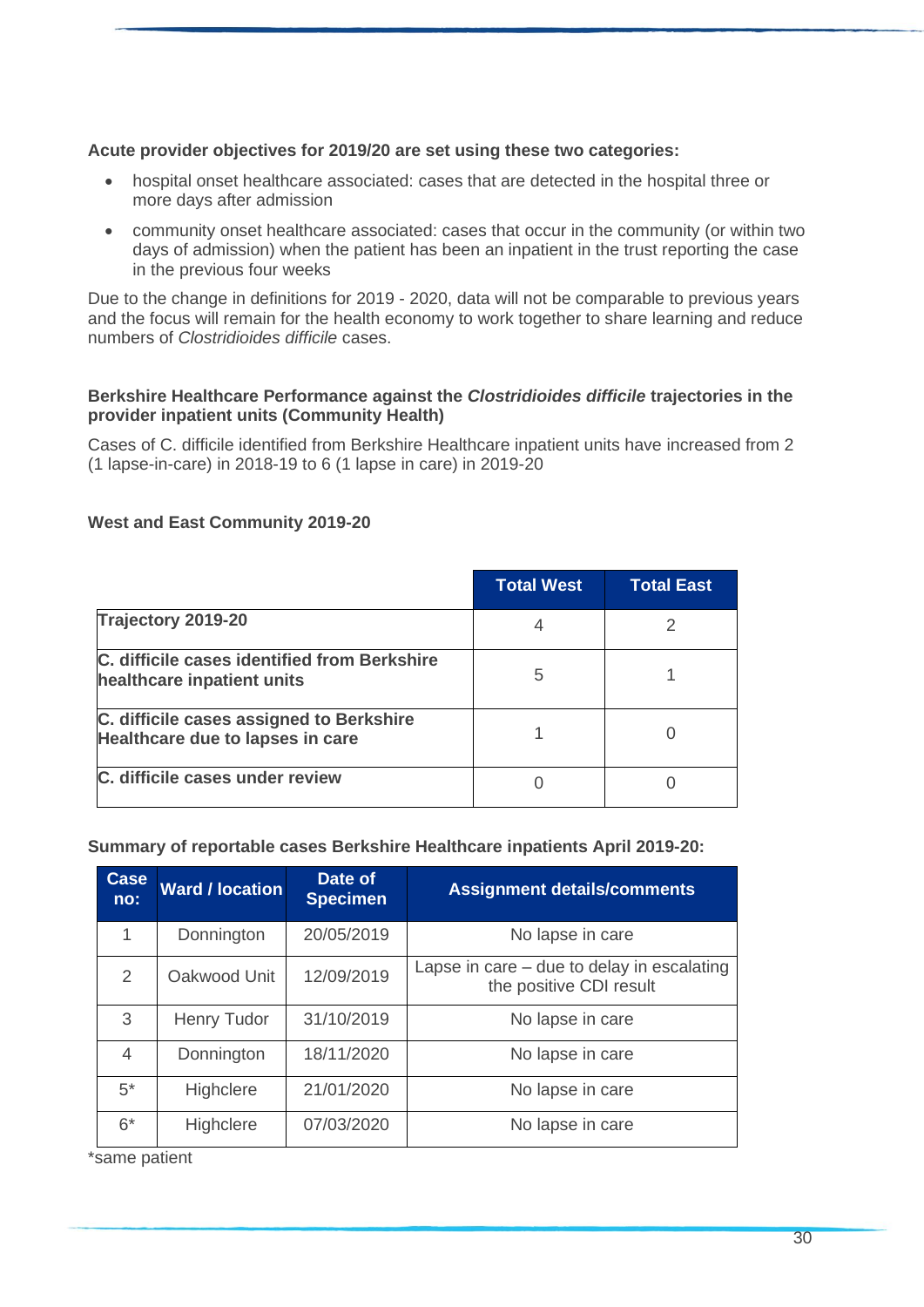**Acute provider objectives for 2019/20 are set using these two categories:**

- hospital onset healthcare associated: cases that are detected in the hospital three or more days after admission
- community onset healthcare associated: cases that occur in the community (or within two days of admission) when the patient has been an inpatient in the trust reporting the case in the previous four weeks

Due to the change in definitions for 2019 - 2020, data will not be comparable to previous years and the focus will remain for the health economy to work together to share learning and reduce numbers of *Clostridioides difficile* cases.

**Berkshire Healthcare Performance against the *Clostridioides difficile* trajectories in the provider inpatient units (Community Health)**

Cases of C. difficile identified from Berkshire Healthcare inpatient units have increased from 2 (1 lapse-in-care) in 2018-19 to 6 (1 lapse in care) in 2019-20

**West and East Community 2019-20**

| | Total West | Total East |
|---|---|---|
| **Trajectory 2019-20** | 4 | 2 |
| **C. difficile cases identified from Berkshire healthcare inpatient units** | 5 | 1 |
| **C. difficile cases assigned to Berkshire Healthcare due to lapses in care** | 1 | 0 |
| **C. difficile cases under review** | 0 | 0 |

**Summary of reportable cases Berkshire Healthcare inpatients April 2019-20:**

| Case no: | Ward / location | Date of Specimen | Assignment details/comments |
|---|---|---|---|
| 1 | Donnington | 20/05/2019 | No lapse in care |
| 2 | Oakwood Unit | 12/09/2019 | Lapse in care – due to delay in escalating the positive CDI result |
| 3 | Henry Tudor | 31/10/2019 | No lapse in care |
| 4 | Donnington | 18/11/2020 | No lapse in care |
| 5* | Highclere | 21/01/2020 | No lapse in care |
| 6* | Highclere | 07/03/2020 | No lapse in care |

*same patient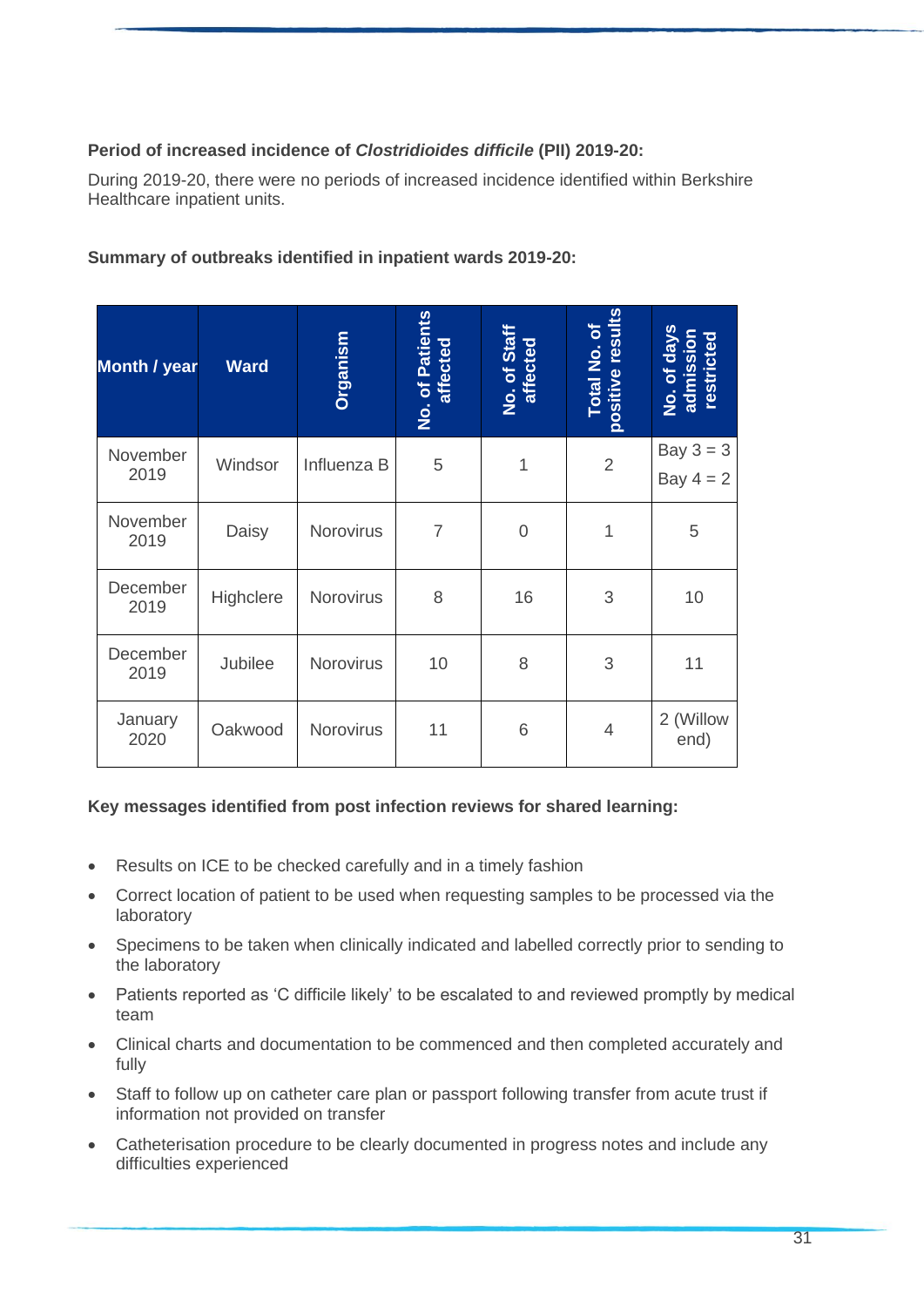**Period of increased incidence of *Clostridioides difficile* (PII) 2019-20:**

During 2019-20, there were no periods of increased incidence identified within Berkshire Healthcare inpatient units.

**Summary of outbreaks identified in inpatient wards 2019-20:**

| Month / year | Ward | Organism | No. of Patients affected | No. of Staff affected | Total No. of positive results | No. of days admission restricted |
|---|---|---|---|---|---|---|
| November 2019 | Windsor | Influenza B | 5 | 1 | 2 | Bay 3 = 3<br>Bay 4 = 2 |
| November 2019 | Daisy | Norovirus | 7 | 0 | 1 | 5 |
| December 2019 | Highclere | Norovirus | 8 | 16 | 3 | 10 |
| December 2019 | Jubilee | Norovirus | 10 | 8 | 3 | 11 |
| January 2020 | Oakwood | Norovirus | 11 | 6 | 4 | 2 (Willow end) |

**Key messages identified from post infection reviews for shared learning:**

- Results on ICE to be checked carefully and in a timely fashion
- Correct location of patient to be used when requesting samples to be processed via the laboratory
- Specimens to be taken when clinically indicated and labelled correctly prior to sending to the laboratory
- Patients reported as 'C difficile likely' to be escalated to and reviewed promptly by medical team
- Clinical charts and documentation to be commenced and then completed accurately and fully
- Staff to follow up on catheter care plan or passport following transfer from acute trust if information not provided on transfer
- Catheterisation procedure to be clearly documented in progress notes and include any difficulties experienced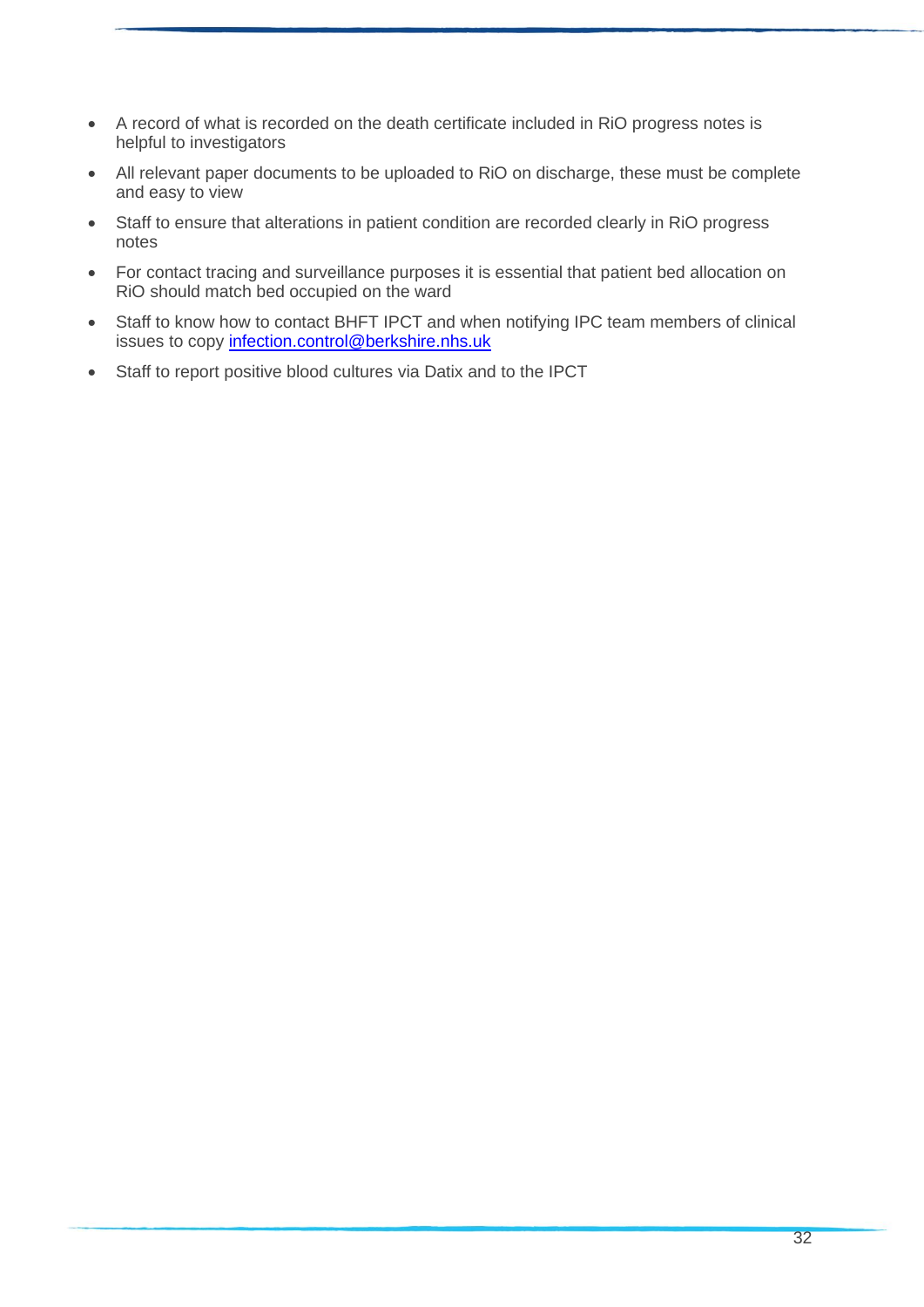- A record of what is recorded on the death certificate included in RiO progress notes is helpful to investigators
- All relevant paper documents to be uploaded to RiO on discharge, these must be complete and easy to view
- Staff to ensure that alterations in patient condition are recorded clearly in RiO progress notes
- For contact tracing and surveillance purposes it is essential that patient bed allocation on RiO should match bed occupied on the ward
- Staff to know how to contact BHFT IPCT and when notifying IPC team members of clinical issues to copy [infection.control@berkshire.nhs.uk](mailto:infection.control@berkshire.nhs.uk)
- Staff to report positive blood cultures via Datix and to the IPCT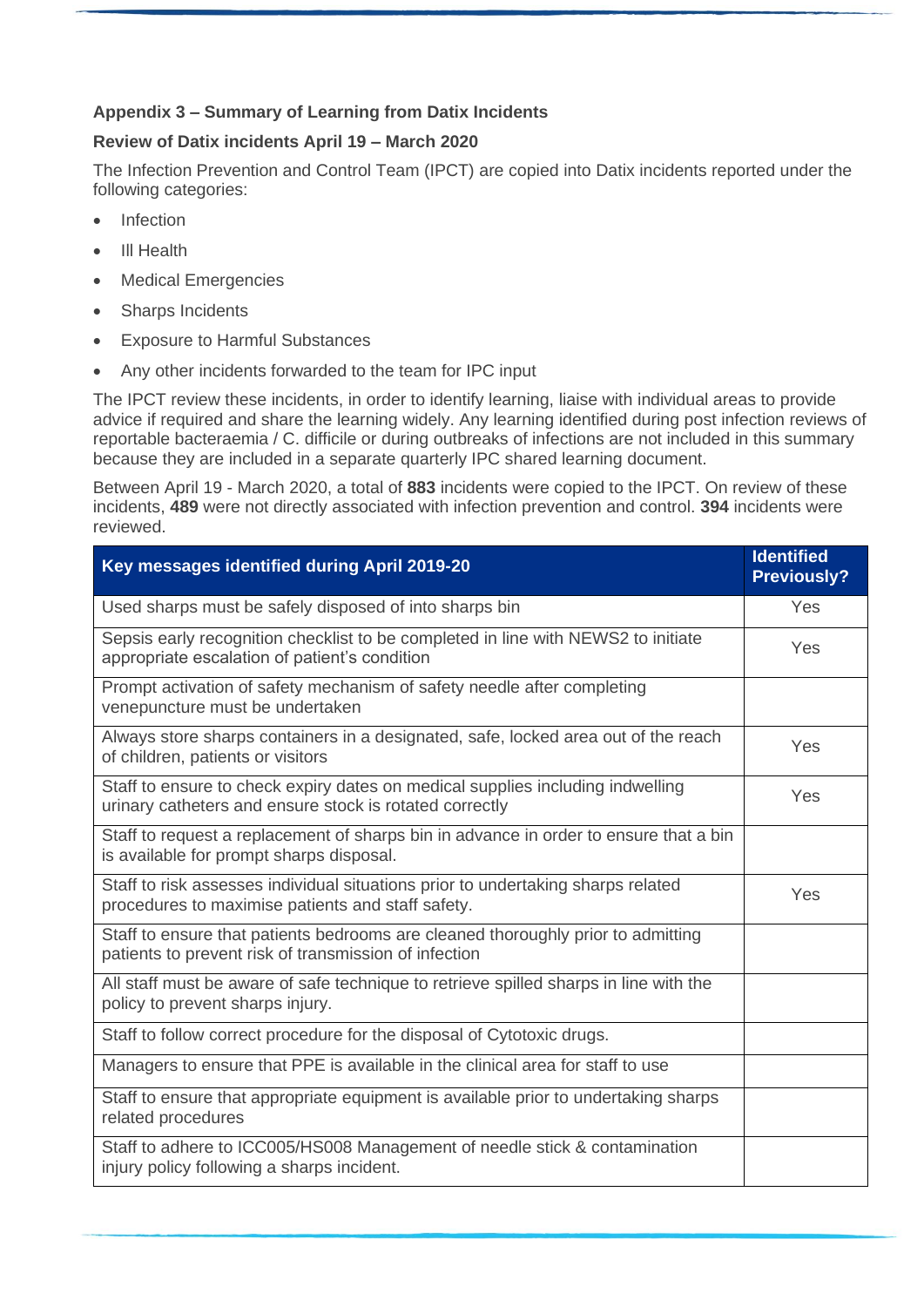**Appendix 3 – Summary of Learning from Datix Incidents**

**Review of Datix incidents April 19 – March 2020**

The Infection Prevention and Control Team (IPCT) are copied into Datix incidents reported under the following categories:

- Infection
- Ill Health
- Medical Emergencies
- Sharps Incidents
- Exposure to Harmful Substances
- Any other incidents forwarded to the team for IPC input

The IPCT review these incidents, in order to identify learning, liaise with individual areas to provide advice if required and share the learning widely. Any learning identified during post infection reviews of reportable bacteraemia / C. difficile or during outbreaks of infections are not included in this summary because they are included in a separate quarterly IPC shared learning document.

Between April 19 - March 2020, a total of **883** incidents were copied to the IPCT. On review of these incidents, **489** were not directly associated with infection prevention and control. **394** incidents were reviewed.

| Key messages identified during April 2019-20 | Identified Previously? |
|---|---|
| Used sharps must be safely disposed of into sharps bin | Yes |
| Sepsis early recognition checklist to be completed in line with NEWS2 to initiate appropriate escalation of patient's condition | Yes |
| Prompt activation of safety mechanism of safety needle after completing venepuncture must be undertaken | |
| Always store sharps containers in a designated, safe, locked area out of the reach of children, patients or visitors | Yes |
| Staff to ensure to check expiry dates on medical supplies including indwelling urinary catheters and ensure stock is rotated correctly | Yes |
| Staff to request a replacement of sharps bin in advance in order to ensure that a bin is available for prompt sharps disposal. | |
| Staff to risk assesses individual situations prior to undertaking sharps related procedures to maximise patients and staff safety. | Yes |
| Staff to ensure that patients bedrooms are cleaned thoroughly prior to admitting patients to prevent risk of transmission of infection | |
| All staff must be aware of safe technique to retrieve spilled sharps in line with the policy to prevent sharps injury. | |
| Staff to follow correct procedure for the disposal of Cytotoxic drugs. | |
| Managers to ensure that PPE is available in the clinical area for staff to use | |
| Staff to ensure that appropriate equipment is available prior to undertaking sharps related procedures | |
| Staff to adhere to ICC005/HS008 Management of needle stick & contamination injury policy following a sharps incident. | |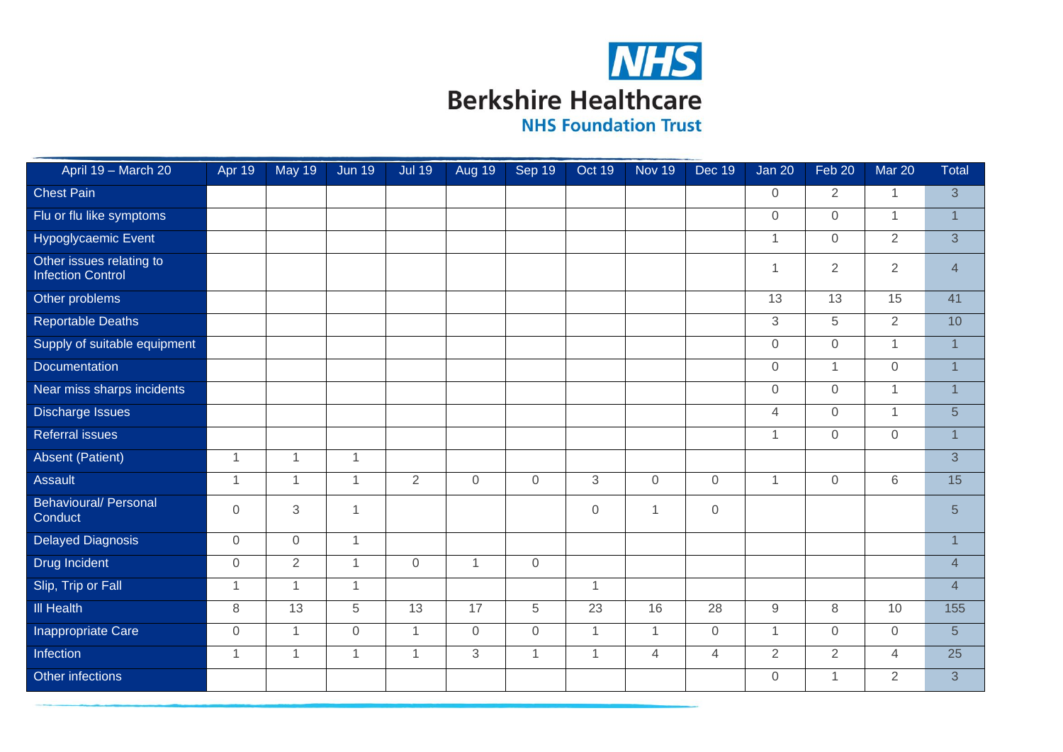# NHS Berkshire Healthcare NHS Foundation Trust

| April 19 – March 20 | Apr 19 | May 19 | Jun 19 | Jul 19 | Aug 19 | Sep 19 | Oct 19 | Nov 19 | Dec 19 | Jan 20 | Feb 20 | Mar 20 | Total |
|---|---|---|---|---|---|---|---|---|---|---|---|---|---|
| Chest Pain | | | | | | | | | | 0 | 2 | 1 | 3 |
| Flu or flu like symptoms | | | | | | | | | | 0 | 0 | 1 | 1 |
| Hypoglycaemic Event | | | | | | | | | | 1 | 0 | 2 | 3 |
| Other issues relating to Infection Control | | | | | | | | | | 1 | 2 | 2 | 4 |
| Other problems | | | | | | | | | | 13 | 13 | 15 | 41 |
| Reportable Deaths | | | | | | | | | | 3 | 5 | 2 | 10 |
| Supply of suitable equipment | | | | | | | | | | 0 | 0 | 1 | 1 |
| Documentation | | | | | | | | | | 0 | 1 | 0 | 1 |
| Near miss sharps incidents | | | | | | | | | | 0 | 0 | 1 | 1 |
| Discharge Issues | | | | | | | | | | 4 | 0 | 1 | 5 |
| Referral issues | | | | | | | | | | 1 | 0 | 0 | 1 |
| Absent (Patient) | 1 | 1 | 1 | | | | | | | | | | 3 |
| Assault | 1 | 1 | 1 | 2 | 0 | 0 | 3 | 0 | 0 | 1 | 0 | 6 | 15 |
| Behavioural/ Personal Conduct | 0 | 3 | 1 | | | | 0 | 1 | 0 | | | | 5 |
| Delayed Diagnosis | 0 | 0 | 1 | | | | | | | | | | 1 |
| Drug Incident | 0 | 2 | 1 | 0 | 1 | 0 | | | | | | | 4 |
| Slip, Trip or Fall | 1 | 1 | 1 | | | | 1 | | | | | | 4 |
| Ill Health | 8 | 13 | 5 | 13 | 17 | 5 | 23 | 16 | 28 | 9 | 8 | 10 | 155 |
| Inappropriate Care | 0 | 1 | 0 | 1 | 0 | 0 | 1 | 1 | 0 | 1 | 0 | 0 | 5 |
| Infection | 1 | 1 | 1 | 1 | 3 | 1 | 1 | 4 | 4 | 2 | 2 | 4 | 25 |
| Other infections | | | | | | | | | | 0 | 1 | 2 | 3 |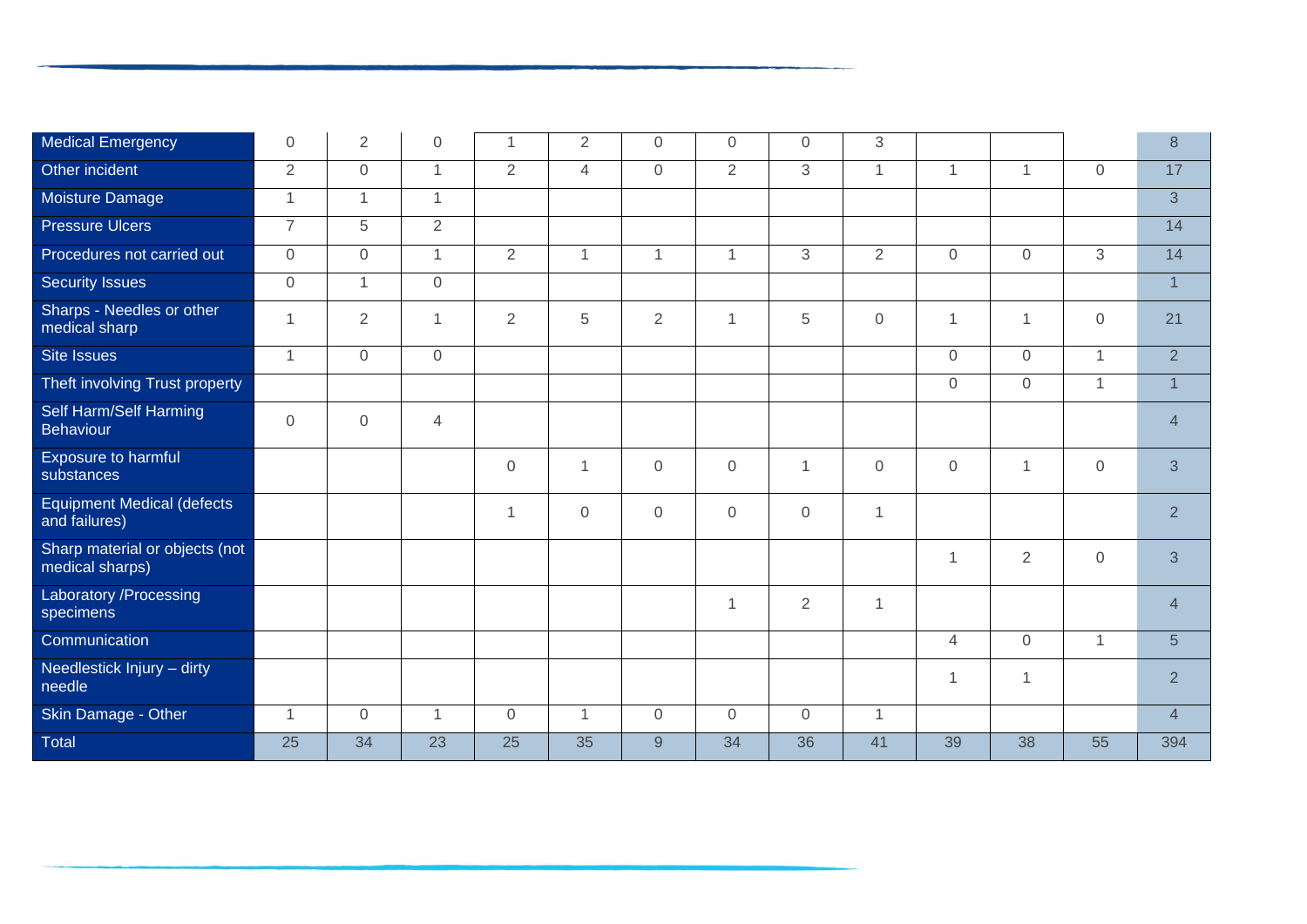| | | | | | | | | | | | | | |
|---|---|---|---|---|---|---|---|---|---|---|---|---|---|
| Medical Emergency | 0 | 2 | 0 | 1 | 2 | 0 | 0 | 0 | 3 | | | | 8 |
| Other incident | 2 | 0 | 1 | 2 | 4 | 0 | 2 | 3 | 1 | 1 | 1 | 0 | 17 |
| Moisture Damage | 1 | 1 | 1 | | | | | | | | | | 3 |
| Pressure Ulcers | 7 | 5 | 2 | | | | | | | | | | 14 |
| Procedures not carried out | 0 | 0 | 1 | 2 | 1 | 1 | 1 | 3 | 2 | 0 | 0 | 3 | 14 |
| Security Issues | 0 | 1 | 0 | | | | | | | | | | 1 |
| Sharps - Needles or other medical sharp | 1 | 2 | 1 | 2 | 5 | 2 | 1 | 5 | 0 | 1 | 1 | 0 | 21 |
| Site Issues | 1 | 0 | 0 | | | | | | | 0 | 0 | 1 | 2 |
| Theft involving Trust property | | | | | | | | | | 0 | 0 | 1 | 1 |
| Self Harm/Self Harming Behaviour | 0 | 0 | 4 | | | | | | | | | | 4 |
| Exposure to harmful substances | | | | 0 | 1 | 0 | 0 | 1 | 0 | 0 | 1 | 0 | 3 |
| Equipment Medical (defects and failures) | | | | 1 | 0 | 0 | 0 | 0 | 1 | | | | 2 |
| Sharp material or objects (not medical sharps) | | | | | | | | | | 1 | 2 | 0 | 3 |
| Laboratory /Processing specimens | | | | | | | 1 | 2 | 1 | | | | 4 |
| Communication | | | | | | | | | | 4 | 0 | 1 | 5 |
| Needlestick Injury – dirty needle | | | | | | | | | | 1 | 1 | | 2 |
| Skin Damage - Other | 1 | 0 | 1 | 0 | 1 | 0 | 0 | 0 | 1 | | | | 4 |
| Total | 25 | 34 | 23 | 25 | 35 | 9 | 34 | 36 | 41 | 39 | 38 | 55 | 394 |